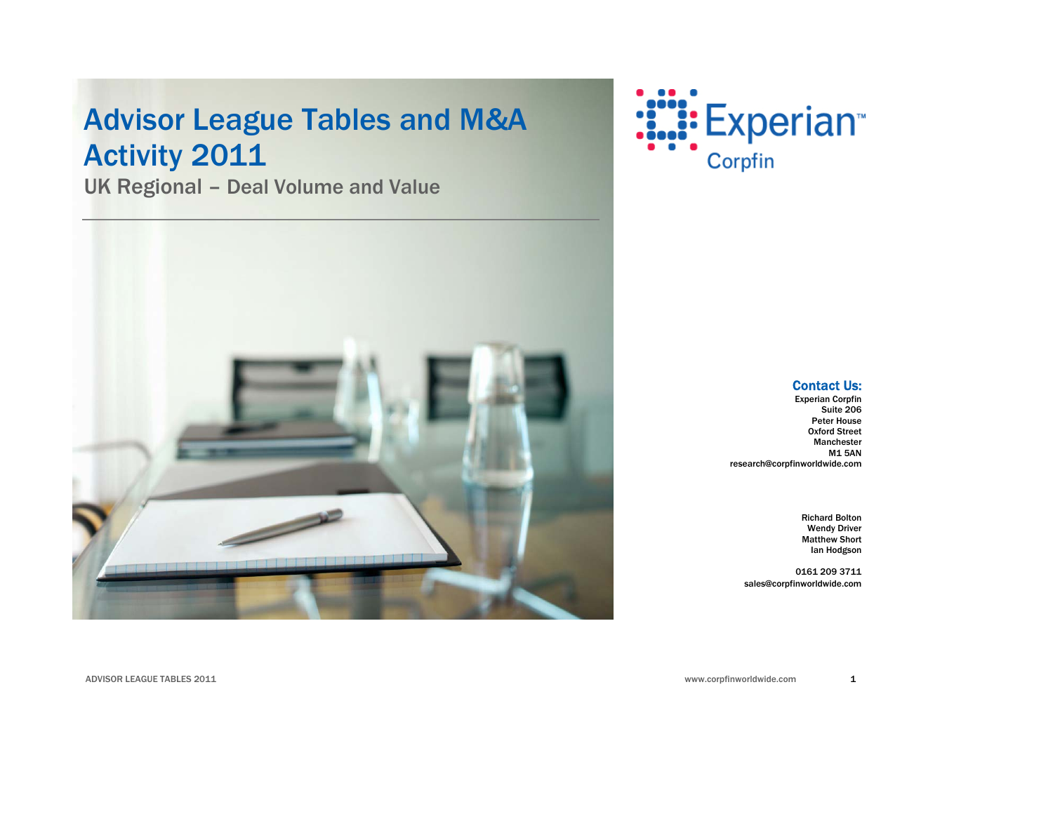# Advisor League Tables and M&A Activity 2011

## UK Regional – Deal Volume and Value

Experian Corpfin

**Contact Us:**

Experian Corpfin
Suite 206
Peter House
Oxford Street
Manchester
M1 5AN
research@corpfinworldwide.com

Richard Bolton
Wendy Driver
Matthew Short
Ian Hodgson

0161 209 3711
sales@corpfinworldwide.com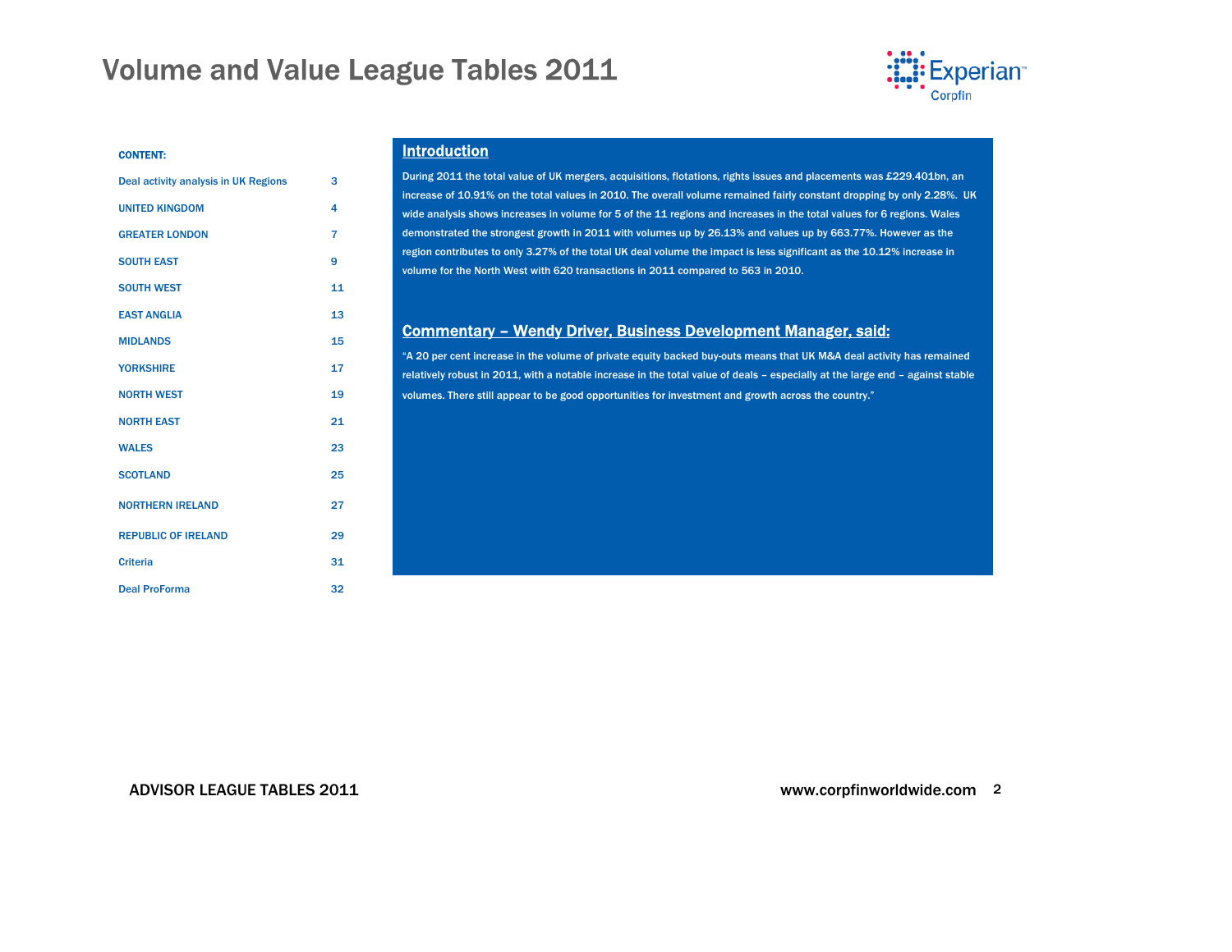# Volume and Value League Tables 2011

**CONTENT:**

| | |
|---|---|
| Deal activity analysis in UK Regions | 3 |
| UNITED KINGDOM | 4 |
| GREATER LONDON | 7 |
| SOUTH EAST | 9 |
| SOUTH WEST | 11 |
| EAST ANGLIA | 13 |
| MIDLANDS | 15 |
| YORKSHIRE | 17 |
| NORTH WEST | 19 |
| NORTH EAST | 21 |
| WALES | 23 |
| SCOTLAND | 25 |
| NORTHERN IRELAND | 27 |
| REPUBLIC OF IRELAND | 29 |
| Criteria | 31 |
| Deal ProForma | 32 |

## Introduction

During 2011 the total value of UK mergers, acquisitions, flotations, rights issues and placements was £229.401bn, an increase of 10.91% on the total values in 2010. The overall volume remained fairly constant dropping by only 2.28%. UK wide analysis shows increases in volume for 5 of the 11 regions and increases in the total values for 6 regions. Wales demonstrated the strongest growth in 2011 with volumes up by 26.13% and values up by 663.77%. However as the region contributes to only 3.27% of the total UK deal volume the impact is less significant as the 10.12% increase in volume for the North West with 620 transactions in 2011 compared to 563 in 2010.

## Commentary – Wendy Driver, Business Development Manager, said:

"A 20 per cent increase in the volume of private equity backed buy-outs means that UK M&A deal activity has remained relatively robust in 2011, with a notable increase in the total value of deals – especially at the large end – against stable volumes. There still appear to be good opportunities for investment and growth across the country."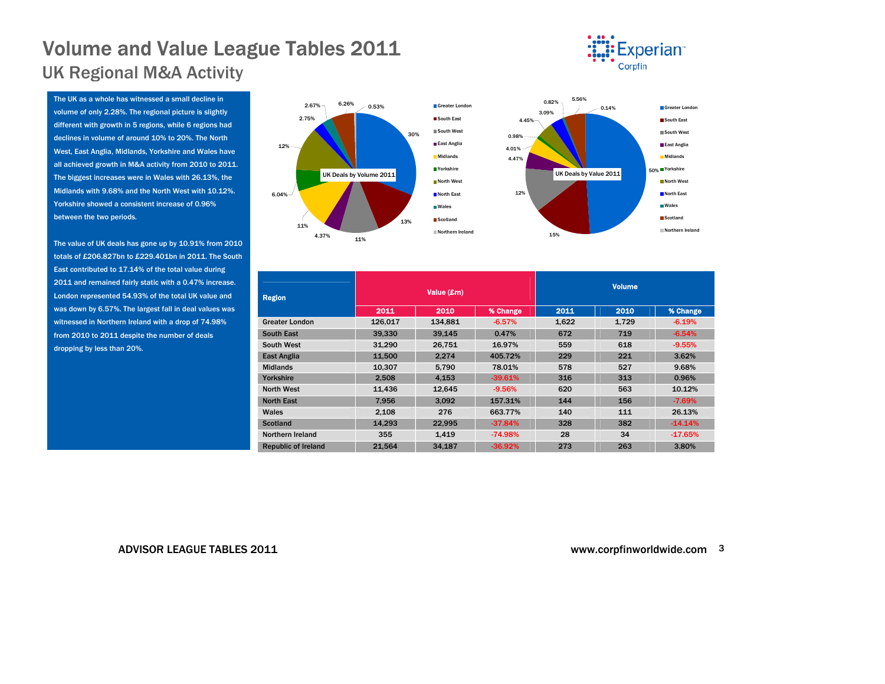# Volume and Value League Tables 2011

## UK Regional M&A Activity

The UK as a whole has witnessed a small decline in volume of only 2.28%. The regional picture is slightly different with growth in 5 regions, while 6 regions had declines in volume of around 10% to 20%. The North West, East Anglia, Midlands, Yorkshire and Wales have all achieved growth in M&A activity from 2010 to 2011. The biggest increases were in Wales with 26.13%, the Midlands with 9.68% and the North West with 10.12%. Yorkshire showed a consistent increase of 0.96% between the two periods.

The value of UK deals has gone up by 10.91% from 2010 totals of £206.827bn to £229.401bn in 2011. The South East contributed to 17.14% of the total value during 2011 and remained fairly static with a 0.47% increase. London represented 54.93% of the total UK value and was down by 6.57%. The largest fall in deal values was witnessed in Northern Ireland with a drop of 74.98% from 2010 to 2011 despite the number of deals dropping by less than 20%.

UK Deals by Volume 2011

UK Deals by Value 2011

| Region | Value (£m) | | | Volume | | |
|---|---|---|---|---|---|---|
| | 2011 | 2010 | % Change | 2011 | 2010 | % Change |
| Greater London | 126,017 | 134,881 | -6.57% | 1,622 | 1,729 | -6.19% |
| South East | 39,330 | 39,145 | 0.47% | 672 | 719 | -6.54% |
| South West | 31,290 | 26,751 | 16.97% | 559 | 618 | -9.55% |
| East Anglia | 11,500 | 2,274 | 405.72% | 229 | 221 | 3.62% |
| Midlands | 10,307 | 5,790 | 78.01% | 578 | 527 | 9.68% |
| Yorkshire | 2,508 | 4,153 | -39.61% | 316 | 313 | 0.96% |
| North West | 11,436 | 12,645 | -9.56% | 620 | 563 | 10.12% |
| North East | 7,956 | 3,092 | 157.31% | 144 | 156 | -7.69% |
| Wales | 2,108 | 276 | 663.77% | 140 | 111 | 26.13% |
| Scotland | 14,293 | 22,995 | -37.84% | 328 | 382 | -14.14% |
| Northern Ireland | 355 | 1,419 | -74.98% | 28 | 34 | -17.65% |
| Republic of Ireland | 21,564 | 34,187 | -36.92% | 273 | 263 | 3.80% |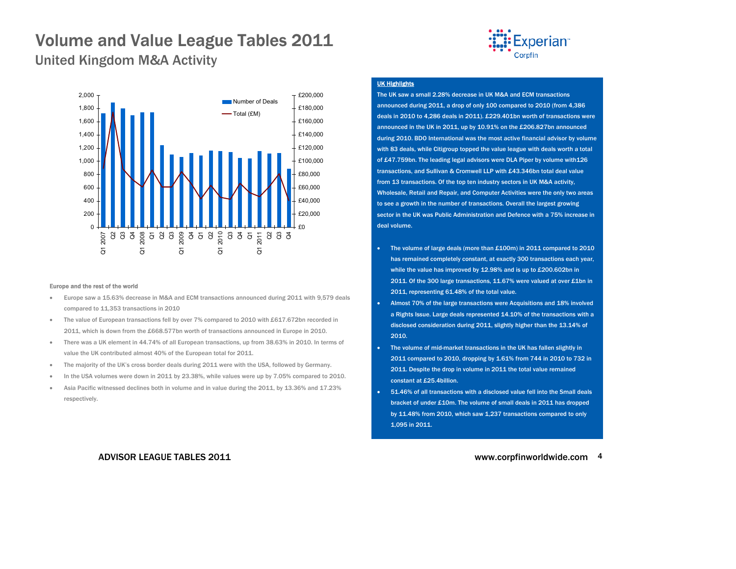# Volume and Value League Tables 2011

## United Kingdom M&A Activity

### UK Highlights

The UK saw a small 2.28% decrease in UK M&A and ECM transactions announced during 2011, a drop of only 100 compared to 2010 (from 4,386 deals in 2010 to 4,286 deals in 2011). £229.401bn worth of transactions were announced in the UK in 2011, up by 10.91% on the £206.827bn announced during 2010. BDO International was the most active financial advisor by volume with 83 deals, while Citigroup topped the value league with deals worth a total of £47.759bn. The leading legal advisors were DLA Piper by volume with126 transactions, and Sullivan & Cromwell LLP with £43.346bn total deal value from 13 transactions. Of the top ten industry sectors in UK M&A activity, Wholesale, Retail and Repair, and Computer Activities were the only two areas to see a growth in the number of transactions. Overall the largest growing sector in the UK was Public Administration and Defence with a 75% increase in deal volume.

- The volume of large deals (more than £100m) in 2011 compared to 2010 has remained completely constant, at exactly 300 transactions each year, while the value has improved by 12.98% and is up to £200.602bn in 2011. Of the 300 large transactions, 11.67% were valued at over £1bn in 2011, representing 61.48% of the total value.
- Almost 70% of the large transactions were Acquisitions and 18% involved a Rights Issue. Large deals represented 14.10% of the transactions with a disclosed consideration during 2011, slightly higher than the 13.14% of 2010.
- The volume of mid-market transactions in the UK has fallen slightly in 2011 compared to 2010, dropping by 1.61% from 744 in 2010 to 732 in 2011. Despite the drop in volume in 2011 the total value remained constant at £25.4billion.
- 51.46% of all transactions with a disclosed value fell into the Small deals bracket of under £10m. The volume of small deals in 2011 has dropped by 11.48% from 2010, which saw 1,237 transactions compared to only 1,095 in 2011.

### Europe and the rest of the world

- Europe saw a 15.63% decrease in M&A and ECM transactions announced during 2011 with 9,579 deals compared to 11,353 transactions in 2010
- The value of European transactions fell by over 7% compared to 2010 with £617.672bn recorded in 2011, which is down from the £668.577bn worth of transactions announced in Europe in 2010.
- There was a UK element in 44.74% of all European transactions, up from 38.63% in 2010. In terms of value the UK contributed almost 40% of the European total for 2011.
- The majority of the UK's cross border deals during 2011 were with the USA, followed by Germany.
- In the USA volumes were down in 2011 by 23.38%, while values were up by 7.05% compared to 2010.
- Asia Pacific witnessed declines both in volume and in value during the 2011, by 13.36% and 17.23% respectively.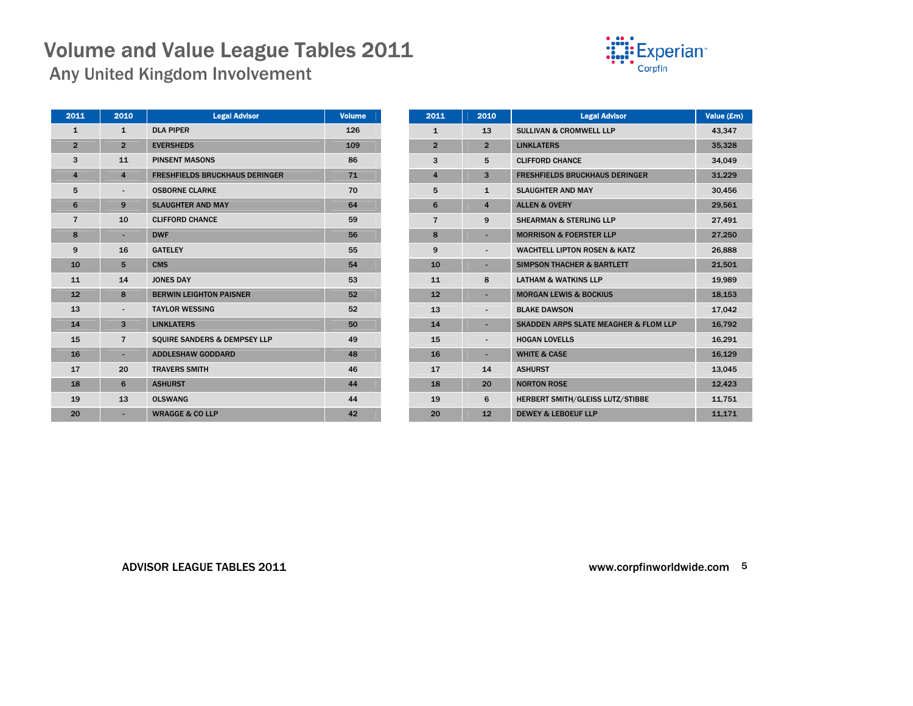# Volume and Value League Tables 2011

## Any United Kingdom Involvement

| 2011 | 2010 | Legal Advisor | Volume |
|---|---|---|---|
| 1 | 1 | DLA PIPER | 126 |
| 2 | 2 | EVERSHEDS | 109 |
| 3 | 11 | PINSENT MASONS | 86 |
| 4 | 4 | FRESHFIELDS BRUCKHAUS DERINGER | 71 |
| 5 | - | OSBORNE CLARKE | 70 |
| 6 | 9 | SLAUGHTER AND MAY | 64 |
| 7 | 10 | CLIFFORD CHANCE | 59 |
| 8 | - | DWF | 56 |
| 9 | 16 | GATELEY | 55 |
| 10 | 5 | CMS | 54 |
| 11 | 14 | JONES DAY | 53 |
| 12 | 8 | BERWIN LEIGHTON PAISNER | 52 |
| 13 | - | TAYLOR WESSING | 52 |
| 14 | 3 | LINKLATERS | 50 |
| 15 | 7 | SQUIRE SANDERS & DEMPSEY LLP | 49 |
| 16 | - | ADDLESHAW GODDARD | 48 |
| 17 | 20 | TRAVERS SMITH | 46 |
| 18 | 6 | ASHURST | 44 |
| 19 | 13 | OLSWANG | 44 |
| 20 | - | WRAGGE & CO LLP | 42 |

| 2011 | 2010 | Legal Advisor | Value (£m) |
|---|---|---|---|
| 1 | 13 | SULLIVAN & CROMWELL LLP | 43,347 |
| 2 | 2 | LINKLATERS | 35,328 |
| 3 | 5 | CLIFFORD CHANCE | 34,049 |
| 4 | 3 | FRESHFIELDS BRUCKHAUS DERINGER | 31,229 |
| 5 | 1 | SLAUGHTER AND MAY | 30,456 |
| 6 | 4 | ALLEN & OVERY | 29,561 |
| 7 | 9 | SHEARMAN & STERLING LLP | 27,491 |
| 8 | - | MORRISON & FOERSTER LLP | 27,250 |
| 9 | - | WACHTELL LIPTON ROSEN & KATZ | 26,888 |
| 10 | - | SIMPSON THACHER & BARTLETT | 21,501 |
| 11 | 8 | LATHAM & WATKINS LLP | 19,989 |
| 12 | - | MORGAN LEWIS & BOCKIUS | 18,153 |
| 13 | - | BLAKE DAWSON | 17,042 |
| 14 | - | SKADDEN ARPS SLATE MEAGHER & FLOM LLP | 16,792 |
| 15 | - | HOGAN LOVELLS | 16,291 |
| 16 | - | WHITE & CASE | 16,129 |
| 17 | 14 | ASHURST | 13,045 |
| 18 | 20 | NORTON ROSE | 12,423 |
| 19 | 6 | HERBERT SMITH/GLEISS LUTZ/STIBBE | 11,751 |
| 20 | 12 | DEWEY & LEBOEUF LLP | 11,171 |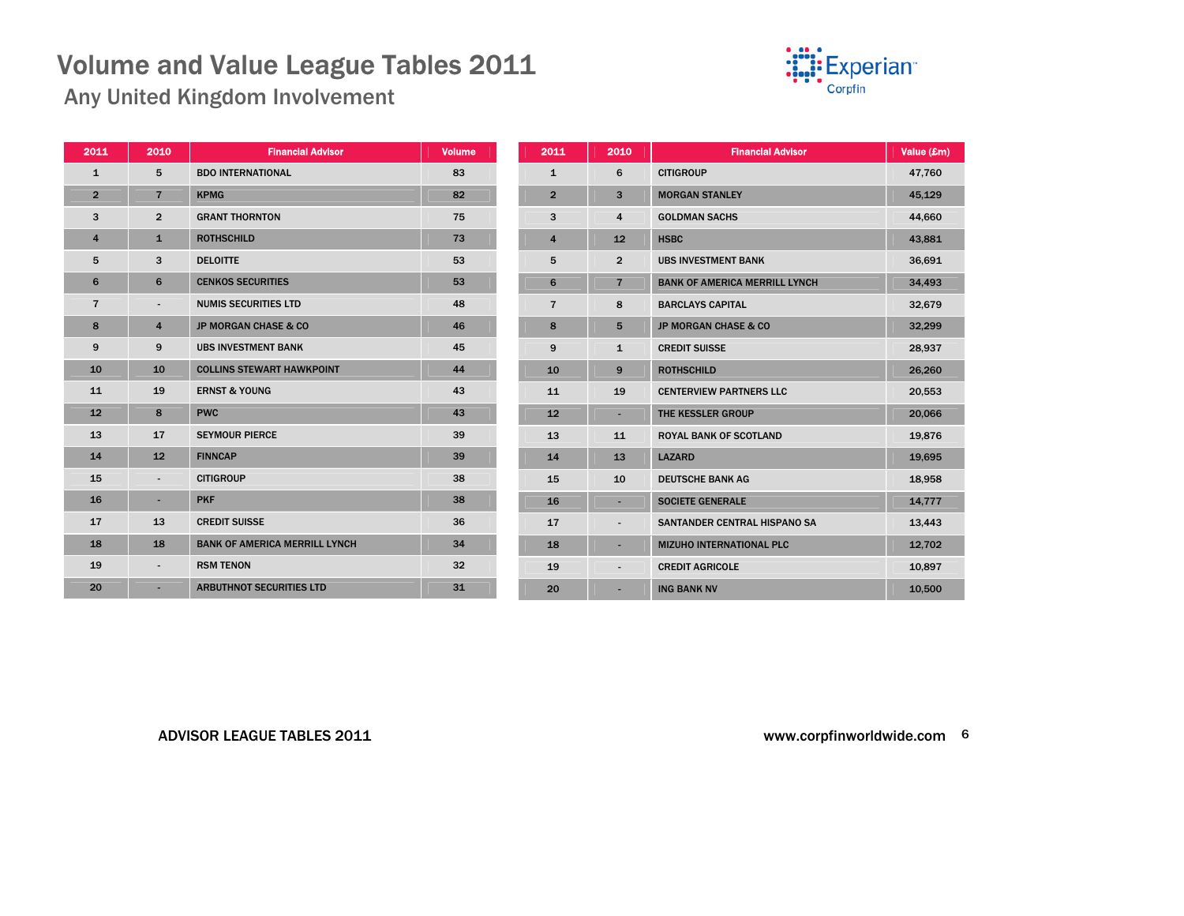# Volume and Value League Tables 2011

## Any United Kingdom Involvement

| 2011 | 2010 | Financial Advisor | Volume |
|---|---|---|---|
| 1 | 5 | BDO INTERNATIONAL | 83 |
| 2 | 7 | KPMG | 82 |
| 3 | 2 | GRANT THORNTON | 75 |
| 4 | 1 | ROTHSCHILD | 73 |
| 5 | 3 | DELOITTE | 53 |
| 6 | 6 | CENKOS SECURITIES | 53 |
| 7 | - | NUMIS SECURITIES LTD | 48 |
| 8 | 4 | JP MORGAN CHASE & CO | 46 |
| 9 | 9 | UBS INVESTMENT BANK | 45 |
| 10 | 10 | COLLINS STEWART HAWKPOINT | 44 |
| 11 | 19 | ERNST & YOUNG | 43 |
| 12 | 8 | PWC | 43 |
| 13 | 17 | SEYMOUR PIERCE | 39 |
| 14 | 12 | FINNCAP | 39 |
| 15 | - | CITIGROUP | 38 |
| 16 | - | PKF | 38 |
| 17 | 13 | CREDIT SUISSE | 36 |
| 18 | 18 | BANK OF AMERICA MERRILL LYNCH | 34 |
| 19 | - | RSM TENON | 32 |
| 20 | - | ARBUTHNOT SECURITIES LTD | 31 |

| 2011 | 2010 | Financial Advisor | Value (£m) |
|---|---|---|---|
| 1 | 6 | CITIGROUP | 47,760 |
| 2 | 3 | MORGAN STANLEY | 45,129 |
| 3 | 4 | GOLDMAN SACHS | 44,660 |
| 4 | 12 | HSBC | 43,881 |
| 5 | 2 | UBS INVESTMENT BANK | 36,691 |
| 6 | 7 | BANK OF AMERICA MERRILL LYNCH | 34,493 |
| 7 | 8 | BARCLAYS CAPITAL | 32,679 |
| 8 | 5 | JP MORGAN CHASE & CO | 32,299 |
| 9 | 1 | CREDIT SUISSE | 28,937 |
| 10 | 9 | ROTHSCHILD | 26,260 |
| 11 | 19 | CENTERVIEW PARTNERS LLC | 20,553 |
| 12 | - | THE KESSLER GROUP | 20,066 |
| 13 | 11 | ROYAL BANK OF SCOTLAND | 19,876 |
| 14 | 13 | LAZARD | 19,695 |
| 15 | 10 | DEUTSCHE BANK AG | 18,958 |
| 16 | - | SOCIETE GENERALE | 14,777 |
| 17 | - | SANTANDER CENTRAL HISPANO SA | 13,443 |
| 18 | - | MIZUHO INTERNATIONAL PLC | 12,702 |
| 19 | - | CREDIT AGRICOLE | 10,897 |
| 20 | - | ING BANK NV | 10,500 |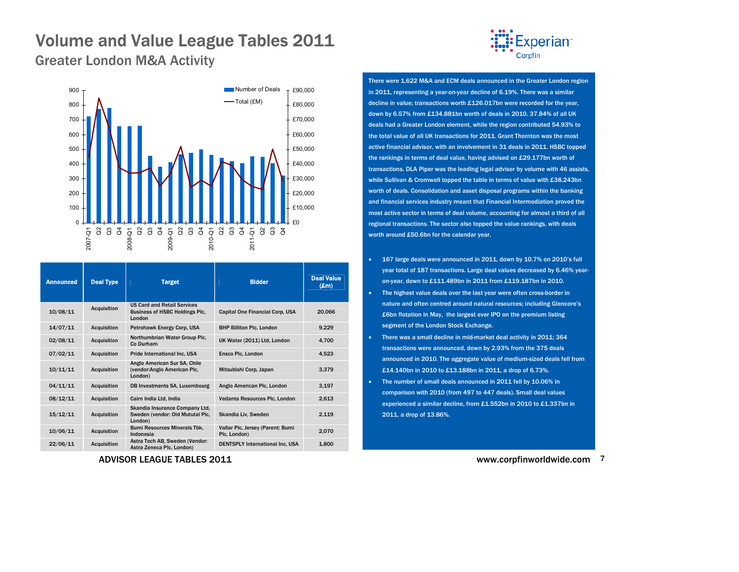# Volume and Value League Tables 2011

## Greater London M&A Activity

| Announced | Deal Type | Target | Bidder | Deal Value (£m) |
|---|---|---|---|---|
| 10/08/11 | Acquisition | US Card and Retail Services Business of HSBC Holdings Plc, London | Capital One Financial Corp, USA | 20,066 |
| 14/07/11 | Acquisition | Petrohawk Energy Corp, USA | BHP Billiton Plc, London | 9,229 |
| 02/08/11 | Acquisition | Northumbrian Water Group Plc, Co Durham | UK Water (2011) Ltd, London | 4,700 |
| 07/02/11 | Acquisition | Pride International Inc, USA | Ensco Plc, London | 4,523 |
| 10/11/11 | Acquisition | Anglo American Sur SA, Chile (vendor:Anglo American Plc, London) | Mitsubishi Corp, Japan | 3,379 |
| 04/11/11 | Acquisition | DB Investments SA, Luxembourg | Anglo American Plc, London | 3,197 |
| 08/12/11 | Acquisition | Cairn India Ltd, India | Vedanta Resources Plc, London | 2,613 |
| 15/12/11 | Acquisition | Skandia Insurance Company Ltd, Sweden (vendor: Old Mututal Plc, London) | Skandia Liv, Sweden | 2,119 |
| 10/06/11 | Acquisition | Bumi Resources Minerals Tbk, Indonesia | Vallar Plc, Jersey (Parent: Bumi Plc, London) | 2,070 |
| 22/06/11 | Acquisition | Astra Tech AB, Sweden (Vendor: Astra Zeneca Plc, London) | DENTSPLY International Inc, USA | 1,800 |

There were 1,622 M&A and ECM deals announced in the Greater London region in 2011, representing a year-on-year decline of 6.19%. There was a similar decline in value; transactions worth £126.017bn were recorded for the year, down by 6.57% from £134.881bn worth of deals in 2010. 37.84% of all UK deals had a Greater London element, while the region contributed 54.93% to the total value of all UK transactions for 2011. Grant Thornton was the most active financial advisor, with an involvement in 31 deals in 2011. HSBC topped the rankings in terms of deal value, having advised on £29.177bn worth of transactions. DLA Piper was the leading legal advisor by volume with 46 assists, while Sullivan & Cromwell topped the table in terms of value with £38.243bn worth of deals. Consolidation and asset disposal programs within the banking and financial services industry meant that Financial Intermediation proved the most active sector in terms of deal volume, accounting for almost a third of all regional transactions. The sector also topped the value rankings, with deals worth around £50.6bn for the calendar year.

- 167 large deals were announced in 2011, down by 10.7% on 2010's full year total of 187 transactions. Large deal values decreased by 6.46% year-on-year, down to £111.489bn in 2011 from £119.187bn in 2010.
- The highest value deals over the last year were often cross-border in nature and often centred around natural resources; including Glencore's £6bn flotation in May, the largest ever IPO on the premium listing segment of the London Stock Exchange.
- There was a small decline in mid-market deal activity in 2011; 364 transactions were announced, down by 2.93% from the 375 deals announced in 2010. The aggregate value of medium-sized deals fell from £14.140bn in 2010 to £13.188bn in 2011, a drop of 6.73%.
- The number of small deals announced in 2011 fell by 10.06% in comparison with 2010 (from 497 to 447 deals). Small deal values experienced a similar decline, from £1.552bn in 2010 to £1.337bn in 2011, a drop of 13.86%.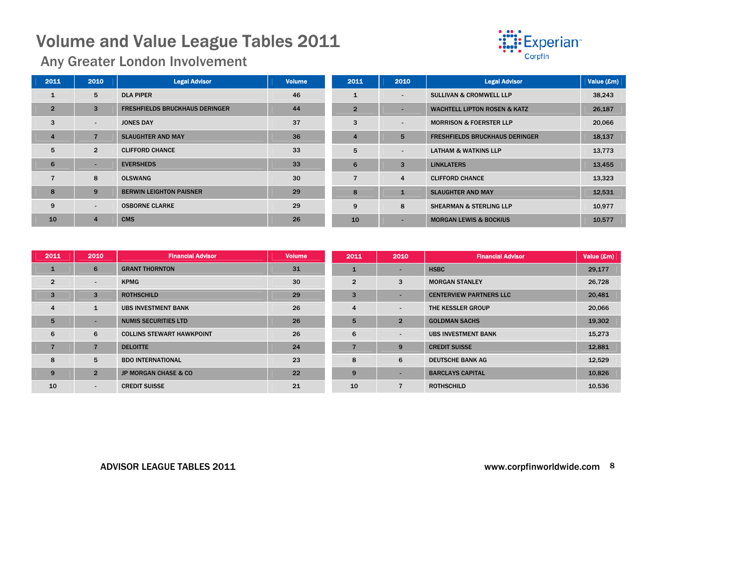# Volume and Value League Tables 2011

## Any Greater London Involvement

| 2011 | 2010 | Legal Advisor | Volume |
|---|---|---|---|
| 1 | 5 | DLA PIPER | 46 |
| 2 | 3 | FRESHFIELDS BRUCKHAUS DERINGER | 44 |
| 3 | - | JONES DAY | 37 |
| 4 | 7 | SLAUGHTER AND MAY | 36 |
| 5 | 2 | CLIFFORD CHANCE | 33 |
| 6 | - | EVERSHEDS | 33 |
| 7 | 8 | OLSWANG | 30 |
| 8 | 9 | BERWIN LEIGHTON PAISNER | 29 |
| 9 | - | OSBORNE CLARKE | 29 |
| 10 | 4 | CMS | 26 |

| 2011 | 2010 | Legal Advisor | Value (£m) |
|---|---|---|---|
| 1 | - | SULLIVAN & CROMWELL LLP | 38,243 |
| 2 | - | WACHTELL LIPTON ROSEN & KATZ | 26,187 |
| 3 | - | MORRISON & FOERSTER LLP | 20,066 |
| 4 | 5 | FRESHFIELDS BRUCKHAUS DERINGER | 18,137 |
| 5 | - | LATHAM & WATKINS LLP | 13,773 |
| 6 | 3 | LINKLATERS | 13,455 |
| 7 | 4 | CLIFFORD CHANCE | 13,323 |
| 8 | 1 | SLAUGHTER AND MAY | 12,531 |
| 9 | 8 | SHEARMAN & STERLING LLP | 10,977 |
| 10 | - | MORGAN LEWIS & BOCKIUS | 10,577 |

| 2011 | 2010 | Financial Advisor | Volume |
|---|---|---|---|
| 1 | 6 | GRANT THORNTON | 31 |
| 2 | - | KPMG | 30 |
| 3 | 3 | ROTHSCHILD | 29 |
| 4 | 1 | UBS INVESTMENT BANK | 26 |
| 5 | - | NUMIS SECURITIES LTD | 26 |
| 6 | 6 | COLLINS STEWART HAWKPOINT | 26 |
| 7 | 7 | DELOITTE | 24 |
| 8 | 5 | BDO INTERNATIONAL | 23 |
| 9 | 2 | JP MORGAN CHASE & CO | 22 |
| 10 | - | CREDIT SUISSE | 21 |

| 2011 | 2010 | Financial Advisor | Value (£m) |
|---|---|---|---|
| 1 | - | HSBC | 29,177 |
| 2 | 3 | MORGAN STANLEY | 26,728 |
| 3 | - | CENTERVIEW PARTNERS LLC | 20,481 |
| 4 | - | THE KESSLER GROUP | 20,066 |
| 5 | 2 | GOLDMAN SACHS | 19,302 |
| 6 | - | UBS INVESTMENT BANK | 15,273 |
| 7 | 9 | CREDIT SUISSE | 12,881 |
| 8 | 6 | DEUTSCHE BANK AG | 12,529 |
| 9 | - | BARCLAYS CAPITAL | 10,826 |
| 10 | 7 | ROTHSCHILD | 10,536 |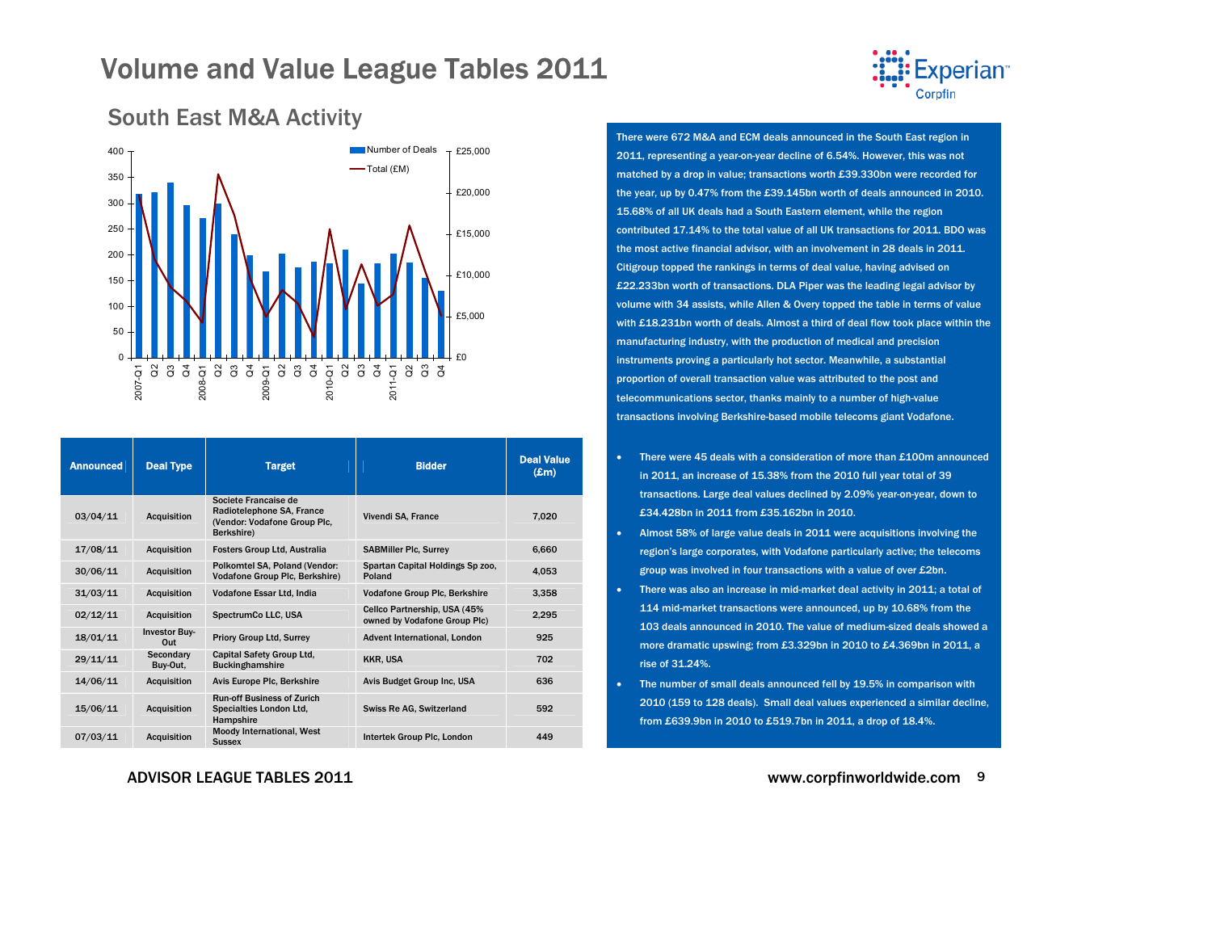# Volume and Value League Tables 2011

## South East M&A Activity

| Announced | Deal Type | Target | Bidder | Deal Value (£m) |
|---|---|---|---|---|
| 03/04/11 | Acquisition | Societe Francaise de Radiotelephone SA, France (Vendor: Vodafone Group Plc, Berkshire) | Vivendi SA, France | 7,020 |
| 17/08/11 | Acquisition | Fosters Group Ltd, Australia | SABMiller Plc, Surrey | 6,660 |
| 30/06/11 | Acquisition | Polkomtel SA, Poland (Vendor: Vodafone Group Plc, Berkshire) | Spartan Capital Holdings Sp zoo, Poland | 4,053 |
| 31/03/11 | Acquisition | Vodafone Essar Ltd, India | Vodafone Group Plc, Berkshire | 3,358 |
| 02/12/11 | Acquisition | SpectrumCo LLC, USA | Cellco Partnership, USA (45% owned by Vodafone Group Plc) | 2,295 |
| 18/01/11 | Investor Buy-Out | Priory Group Ltd, Surrey | Advent International, London | 925 |
| 29/11/11 | Secondary Buy-Out, | Capital Safety Group Ltd, Buckinghamshire | KKR, USA | 702 |
| 14/06/11 | Acquisition | Avis Europe Plc, Berkshire | Avis Budget Group Inc, USA | 636 |
| 15/06/11 | Acquisition | Run-off Business of Zurich Specialties London Ltd, Hampshire | Swiss Re AG, Switzerland | 592 |
| 07/03/11 | Acquisition | Moody International, West Sussex | Intertek Group Plc, London | 449 |

There were 672 M&A and ECM deals announced in the South East region in 2011, representing a year-on-year decline of 6.54%. However, this was not matched by a drop in value; transactions worth £39.330bn were recorded for the year, up by 0.47% from the £39.145bn worth of deals announced in 2010. 15.68% of all UK deals had a South Eastern element, while the region contributed 17.14% to the total value of all UK transactions for 2011. BDO was the most active financial advisor, with an involvement in 28 deals in 2011. Citigroup topped the rankings in terms of deal value, having advised on £22.233bn worth of transactions. DLA Piper was the leading legal advisor by volume with 34 assists, while Allen & Overy topped the table in terms of value with £18.231bn worth of deals. Almost a third of deal flow took place within the manufacturing industry, with the production of medical and precision instruments proving a particularly hot sector. Meanwhile, a substantial proportion of overall transaction value was attributed to the post and telecommunications sector, thanks mainly to a number of high-value transactions involving Berkshire-based mobile telecoms giant Vodafone.

- There were 45 deals with a consideration of more than £100m announced in 2011, an increase of 15.38% from the 2010 full year total of 39 transactions. Large deal values declined by 2.09% year-on-year, down to £34.428bn in 2011 from £35.162bn in 2010.
- Almost 58% of large value deals in 2011 were acquisitions involving the region's large corporates, with Vodafone particularly active; the telecoms group was involved in four transactions with a value of over £2bn.
- There was also an increase in mid-market deal activity in 2011; a total of 114 mid-market transactions were announced, up by 10.68% from the 103 deals announced in 2010. The value of medium-sized deals showed a more dramatic upswing; from £3.329bn in 2010 to £4.369bn in 2011, a rise of 31.24%.
- The number of small deals announced fell by 19.5% in comparison with 2010 (159 to 128 deals). Small deal values experienced a similar decline, from £639.9bn in 2010 to £519.7bn in 2011, a drop of 18.4%.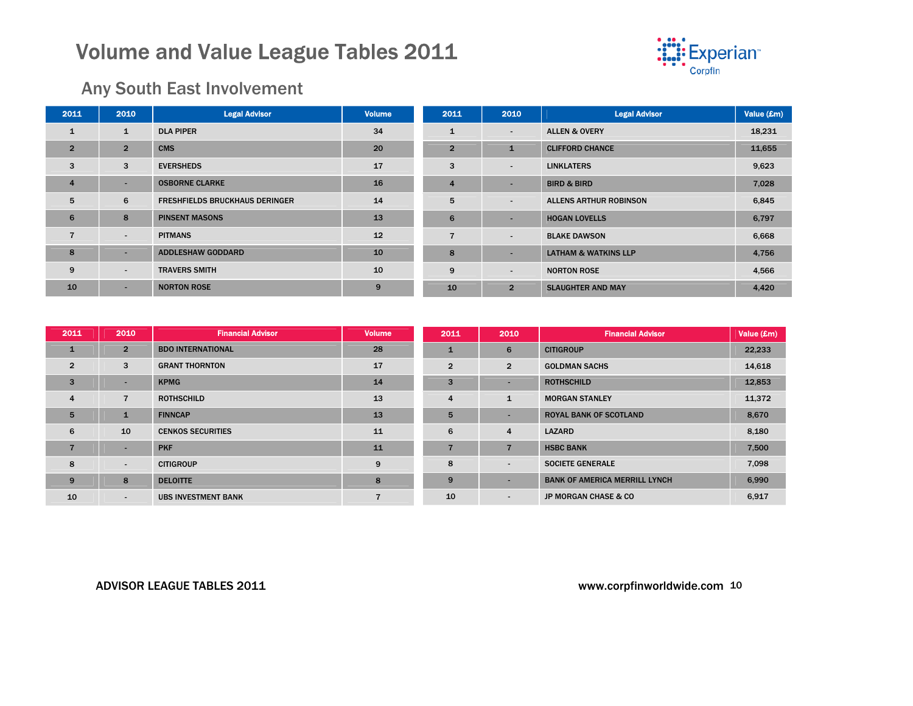# Volume and Value League Tables 2011

## Any South East Involvement

| 2011 | 2010 | Legal Advisor | Volume |
|---|---|---|---|
| 1 | 1 | DLA PIPER | 34 |
| 2 | 2 | CMS | 20 |
| 3 | 3 | EVERSHEDS | 17 |
| 4 | - | OSBORNE CLARKE | 16 |
| 5 | 6 | FRESHFIELDS BRUCKHAUS DERINGER | 14 |
| 6 | 8 | PINSENT MASONS | 13 |
| 7 | - | PITMANS | 12 |
| 8 | - | ADDLESHAW GODDARD | 10 |
| 9 | - | TRAVERS SMITH | 10 |
| 10 | - | NORTON ROSE | 9 |

| 2011 | 2010 | Legal Advisor | Value (£m) |
|---|---|---|---|
| 1 | - | ALLEN & OVERY | 18,231 |
| 2 | 1 | CLIFFORD CHANCE | 11,655 |
| 3 | - | LINKLATERS | 9,623 |
| 4 | - | BIRD & BIRD | 7,028 |
| 5 | - | ALLENS ARTHUR ROBINSON | 6,845 |
| 6 | - | HOGAN LOVELLS | 6,797 |
| 7 | - | BLAKE DAWSON | 6,668 |
| 8 | - | LATHAM & WATKINS LLP | 4,756 |
| 9 | - | NORTON ROSE | 4,566 |
| 10 | 2 | SLAUGHTER AND MAY | 4,420 |

| 2011 | 2010 | Financial Advisor | Volume |
|---|---|---|---|
| 1 | 2 | BDO INTERNATIONAL | 28 |
| 2 | 3 | GRANT THORNTON | 17 |
| 3 | - | KPMG | 14 |
| 4 | 7 | ROTHSCHILD | 13 |
| 5 | 1 | FINNCAP | 13 |
| 6 | 10 | CENKOS SECURITIES | 11 |
| 7 | - | PKF | 11 |
| 8 | - | CITIGROUP | 9 |
| 9 | 8 | DELOITTE | 8 |
| 10 | - | UBS INVESTMENT BANK | 7 |

| 2011 | 2010 | Financial Advisor | Value (£m) |
|---|---|---|---|
| 1 | 6 | CITIGROUP | 22,233 |
| 2 | 2 | GOLDMAN SACHS | 14,618 |
| 3 | - | ROTHSCHILD | 12,853 |
| 4 | 1 | MORGAN STANLEY | 11,372 |
| 5 | - | ROYAL BANK OF SCOTLAND | 8,670 |
| 6 | 4 | LAZARD | 8,180 |
| 7 | 7 | HSBC BANK | 7,500 |
| 8 | - | SOCIETE GENERALE | 7,098 |
| 9 | - | BANK OF AMERICA MERRILL LYNCH | 6,990 |
| 10 | - | JP MORGAN CHASE & CO | 6,917 |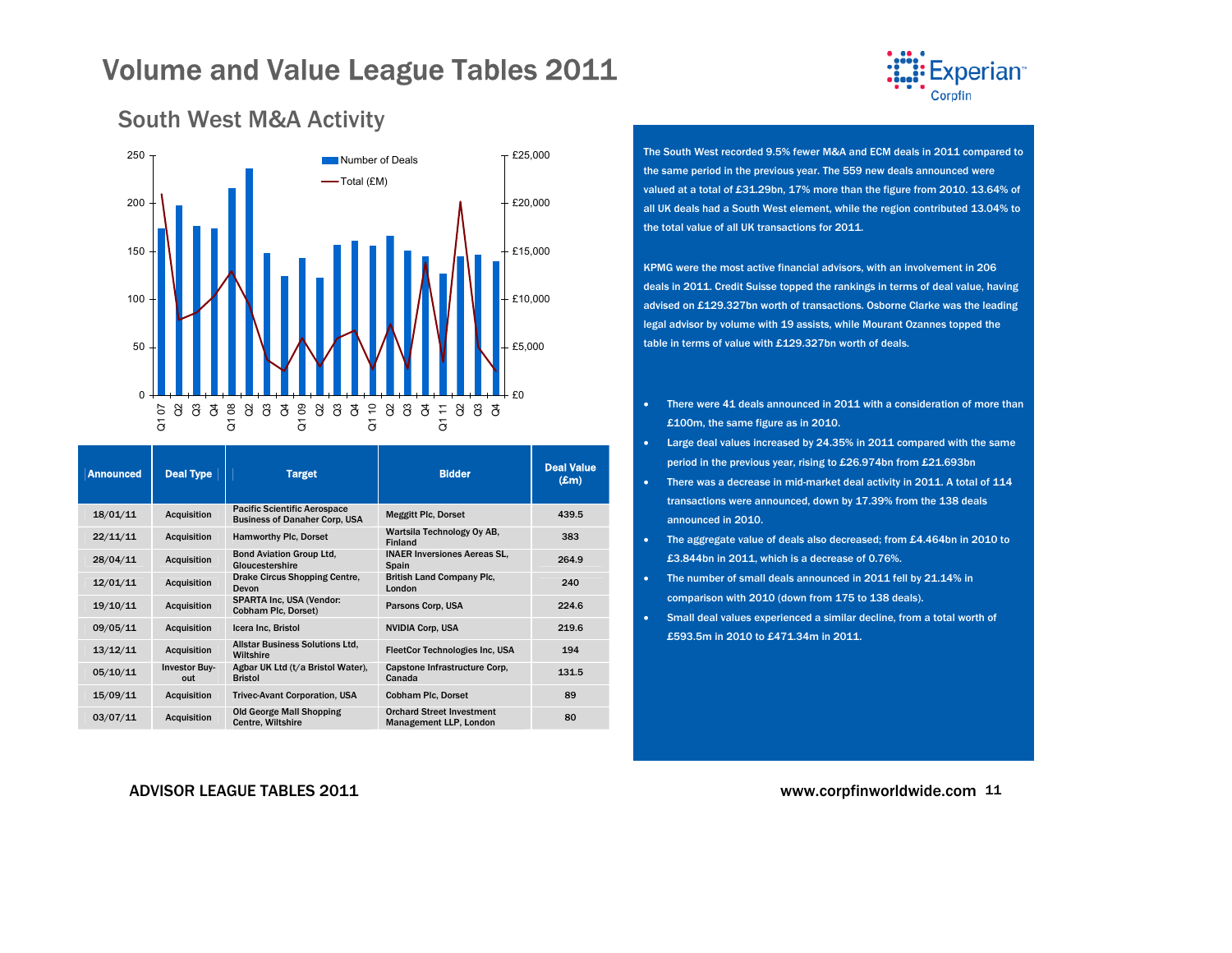# Volume and Value League Tables 2011

## South West M&A Activity

| Announced | Deal Type | Target | Bidder | Deal Value (£m) |
|---|---|---|---|---|
| 18/01/11 | Acquisition | Pacific Scientific Aerospace Business of Danaher Corp, USA | Meggitt Plc, Dorset | 439.5 |
| 22/11/11 | Acquisition | Hamworthy Plc, Dorset | Wartsila Technology Oy AB, Finland | 383 |
| 28/04/11 | Acquisition | Bond Aviation Group Ltd, Gloucestershire | INAER Inversiones Aereas SL, Spain | 264.9 |
| 12/01/11 | Acquisition | Drake Circus Shopping Centre, Devon | British Land Company Plc, London | 240 |
| 19/10/11 | Acquisition | SPARTA Inc, USA (Vendor: Cobham Plc, Dorset) | Parsons Corp, USA | 224.6 |
| 09/05/11 | Acquisition | Icera Inc, Bristol | NVIDIA Corp, USA | 219.6 |
| 13/12/11 | Acquisition | Allstar Business Solutions Ltd, Wiltshire | FleetCor Technologies Inc, USA | 194 |
| 05/10/11 | Investor Buy-out | Agbar UK Ltd (t/a Bristol Water), Bristol | Capstone Infrastructure Corp, Canada | 131.5 |
| 15/09/11 | Acquisition | Trivec-Avant Corporation, USA | Cobham Plc, Dorset | 89 |
| 03/07/11 | Acquisition | Old George Mall Shopping Centre, Wiltshire | Orchard Street Investment Management LLP, London | 80 |

The South West recorded 9.5% fewer M&A and ECM deals in 2011 compared to the same period in the previous year. The 559 new deals announced were valued at a total of £31.29bn, 17% more than the figure from 2010. 13.64% of all UK deals had a South West element, while the region contributed 13.04% to the total value of all UK transactions for 2011.

KPMG were the most active financial advisors, with an involvement in 206 deals in 2011. Credit Suisse topped the rankings in terms of deal value, having advised on £129.327bn worth of transactions. Osborne Clarke was the leading legal advisor by volume with 19 assists, while Mourant Ozannes topped the table in terms of value with £129.327bn worth of deals.

- There were 41 deals announced in 2011 with a consideration of more than £100m, the same figure as in 2010.
- Large deal values increased by 24.35% in 2011 compared with the same period in the previous year, rising to £26.974bn from £21.693bn
- There was a decrease in mid-market deal activity in 2011. A total of 114 transactions were announced, down by 17.39% from the 138 deals announced in 2010.
- The aggregate value of deals also decreased; from £4.464bn in 2010 to £3.844bn in 2011, which is a decrease of 0.76%.
- The number of small deals announced in 2011 fell by 21.14% in comparison with 2010 (down from 175 to 138 deals).
- Small deal values experienced a similar decline, from a total worth of £593.5m in 2010 to £471.34m in 2011.

ADVISOR LEAGUE TABLES 2011

www.corpfinworldwide.com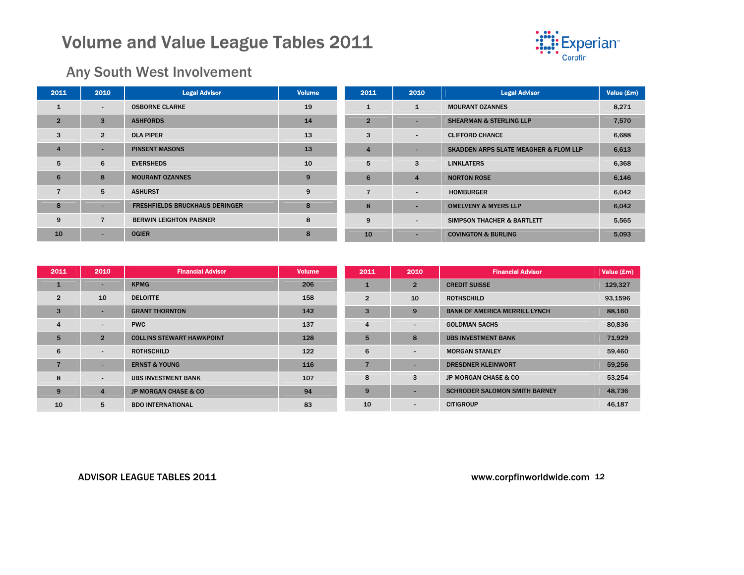# Volume and Value League Tables 2011

## Any South West Involvement

| 2011 | 2010 | Legal Advisor | Volume |
|---|---|---|---|
| 1 | - | OSBORNE CLARKE | 19 |
| 2 | 3 | ASHFORDS | 14 |
| 3 | 2 | DLA PIPER | 13 |
| 4 | - | PINSENT MASONS | 13 |
| 5 | 6 | EVERSHEDS | 10 |
| 6 | 8 | MOURANT OZANNES | 9 |
| 7 | 5 | ASHURST | 9 |
| 8 | - | FRESHFIELDS BRUCKHAUS DERINGER | 8 |
| 9 | 7 | BERWIN LEIGHTON PAISNER | 8 |
| 10 | - | OGIER | 8 |

| 2011 | 2010 | Legal Advisor | Value (£m) |
|---|---|---|---|
| 1 | 1 | MOURANT OZANNES | 8,271 |
| 2 | - | SHEARMAN & STERLING LLP | 7,570 |
| 3 | - | CLIFFORD CHANCE | 6,688 |
| 4 | - | SKADDEN ARPS SLATE MEAGHER & FLOM LLP | 6,613 |
| 5 | 3 | LINKLATERS | 6,368 |
| 6 | 4 | NORTON ROSE | 6,146 |
| 7 | - | HOMBURGER | 6,042 |
| 8 | - | OMELVENY & MYERS LLP | 6,042 |
| 9 | - | SIMPSON THACHER & BARTLETT | 5,565 |
| 10 | - | COVINGTON & BURLING | 5,093 |

| 2011 | 2010 | Financial Advisor | Volume |
|---|---|---|---|
| 1 | - | KPMG | 206 |
| 2 | 10 | DELOITTE | 158 |
| 3 | - | GRANT THORNTON | 142 |
| 4 | - | PWC | 137 |
| 5 | 2 | COLLINS STEWART HAWKPOINT | 128 |
| 6 | - | ROTHSCHILD | 122 |
| 7 | - | ERNST & YOUNG | 116 |
| 8 | - | UBS INVESTMENT BANK | 107 |
| 9 | 4 | JP MORGAN CHASE & CO | 94 |
| 10 | 5 | BDO INTERNATIONAL | 83 |

| 2011 | 2010 | Financial Advisor | Value (£m) |
|---|---|---|---|
| 1 | 2 | CREDIT SUISSE | 129,327 |
| 2 | 10 | ROTHSCHILD | 93,1596 |
| 3 | 9 | BANK OF AMERICA MERRILL LYNCH | 88,160 |
| 4 | - | GOLDMAN SACHS | 80,836 |
| 5 | 8 | UBS INVESTMENT BANK | 71,929 |
| 6 | - | MORGAN STANLEY | 59,460 |
| 7 | - | DRESDNER KLEINWORT | 59,256 |
| 8 | 3 | JP MORGAN CHASE & CO | 53,254 |
| 9 | - | SCHRODER SALOMON SMITH BARNEY | 48,736 |
| 10 | - | CITIGROUP | 46,187 |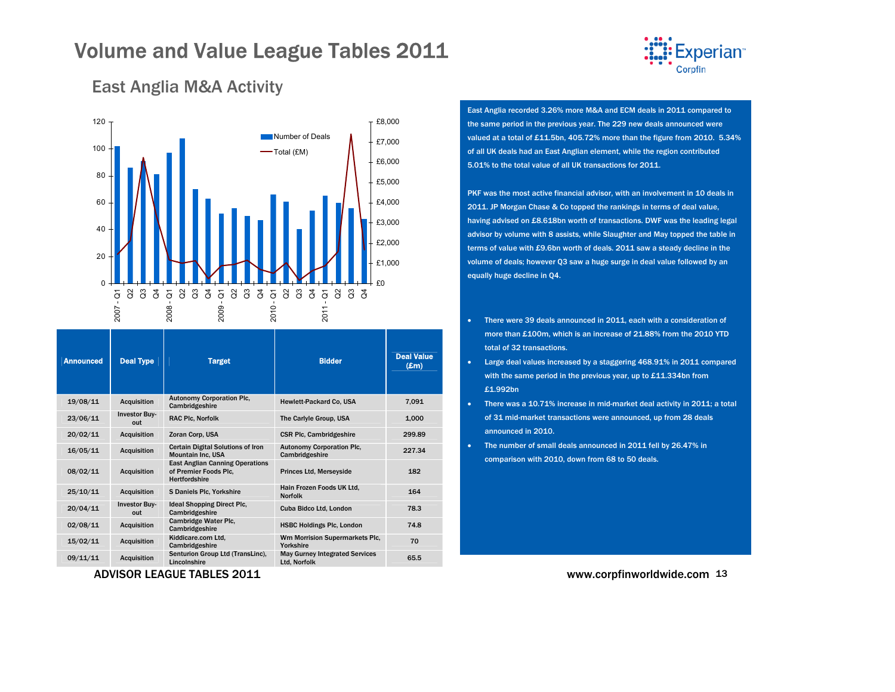# Volume and Value League Tables 2011

## East Anglia M&A Activity

East Anglia recorded 3.26% more M&A and ECM deals in 2011 compared to the same period in the previous year. The 229 new deals announced were valued at a total of £11.5bn, 405.72% more than the figure from 2010. 5.34% of all UK deals had an East Anglian element, while the region contributed 5.01% to the total value of all UK transactions for 2011.

PKF was the most active financial advisor, with an involvement in 10 deals in 2011. JP Morgan Chase & Co topped the rankings in terms of deal value, having advised on £8.618bn worth of transactions. DWF was the leading legal advisor by volume with 8 assists, while Slaughter and May topped the table in terms of value with £9.6bn worth of deals. 2011 saw a steady decline in the volume of deals; however Q3 saw a huge surge in deal value followed by an equally huge decline in Q4.

- There were 39 deals announced in 2011, each with a consideration of more than £100m, which is an increase of 21.88% from the 2010 YTD total of 32 transactions.
- Large deal values increased by a staggering 468.91% in 2011 compared with the same period in the previous year, up to £11.334bn from £1.992bn
- There was a 10.71% increase in mid-market deal activity in 2011; a total of 31 mid-market transactions were announced, up from 28 deals announced in 2010.
- The number of small deals announced in 2011 fell by 26.47% in comparison with 2010, down from 68 to 50 deals.

| Announced | Deal Type | Target | Bidder | Deal Value (£m) |
|---|---|---|---|---|
| 19/08/11 | Acquisition | Autonomy Corporation Plc, Cambridgeshire | Hewlett-Packard Co, USA | 7,091 |
| 23/06/11 | Investor Buy-out | RAC Plc, Norfolk | The Carlyle Group, USA | 1,000 |
| 20/02/11 | Acquisition | Zoran Corp, USA | CSR Plc, Cambridgeshire | 299.89 |
| 16/05/11 | Acquisition | Certain Digital Solutions of Iron Mountain Inc, USA | Autonomy Corporation Plc, Cambridgeshire | 227.34 |
| 08/02/11 | Acquisition | East Anglian Canning Operations of Premier Foods Plc, Hertfordshire | Princes Ltd, Merseyside | 182 |
| 25/10/11 | Acquisition | S Daniels Plc, Yorkshire | Hain Frozen Foods UK Ltd, Norfolk | 164 |
| 20/04/11 | Investor Buy-out | Ideal Shopping Direct Plc, Cambridgeshire | Cuba Bidco Ltd, London | 78.3 |
| 02/08/11 | Acquisition | Cambridge Water Plc, Cambridgeshire | HSBC Holdings Plc, London | 74.8 |
| 15/02/11 | Acquisition | Kiddicare.com Ltd, Cambridgeshire | Wm Morrision Supermarkets Plc, Yorkshire | 70 |
| 09/11/11 | Acquisition | Senturion Group Ltd (TransLinc), Lincolnshire | May Gurney Integrated Services Ltd, Norfolk | 65.5 |

ADVISOR LEAGUE TABLES 2011

www.corpfinworldwide.com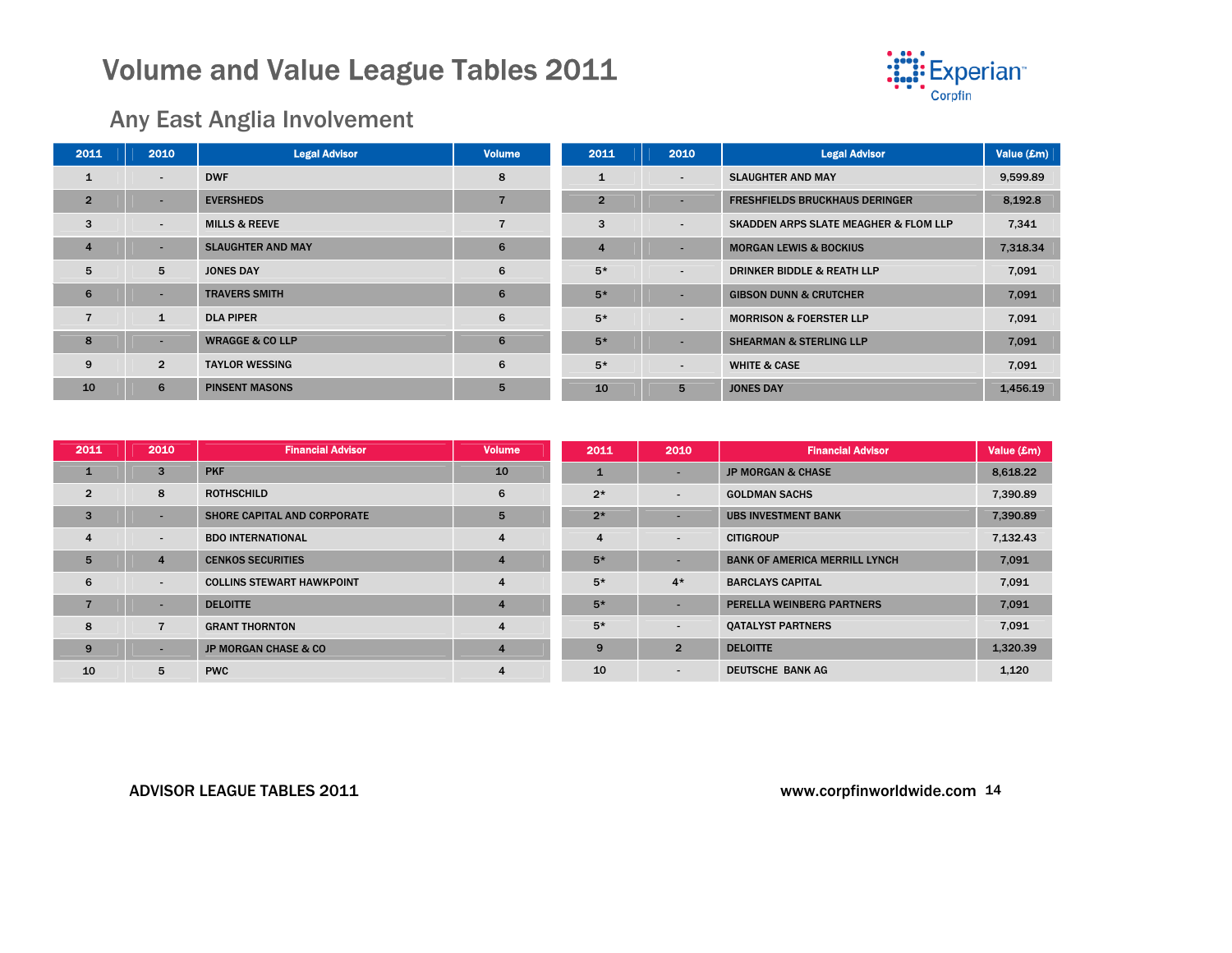# Volume and Value League Tables 2011

## Any East Anglia Involvement

| 2011 | 2010 | Legal Advisor | Volume |
|---|---|---|---|
| 1 | - | DWF | 8 |
| 2 | - | EVERSHEDS | 7 |
| 3 | - | MILLS & REEVE | 7 |
| 4 | - | SLAUGHTER AND MAY | 6 |
| 5 | 5 | JONES DAY | 6 |
| 6 | - | TRAVERS SMITH | 6 |
| 7 | 1 | DLA PIPER | 6 |
| 8 | - | WRAGGE & CO LLP | 6 |
| 9 | 2 | TAYLOR WESSING | 6 |
| 10 | 6 | PINSENT MASONS | 5 |

| 2011 | 2010 | Legal Advisor | Value (£m) |
|---|---|---|---|
| 1 | - | SLAUGHTER AND MAY | 9,599.89 |
| 2 | - | FRESHFIELDS BRUCKHAUS DERINGER | 8,192.8 |
| 3 | - | SKADDEN ARPS SLATE MEAGHER & FLOM LLP | 7,341 |
| 4 | - | MORGAN LEWIS & BOCKIUS | 7,318.34 |
| 5* | - | DRINKER BIDDLE & REATH LLP | 7,091 |
| 5* | - | GIBSON DUNN & CRUTCHER | 7,091 |
| 5* | - | MORRISON & FOERSTER LLP | 7,091 |
| 5* | - | SHEARMAN & STERLING LLP | 7,091 |
| 5* | - | WHITE & CASE | 7,091 |
| 10 | 5 | JONES DAY | 1,456.19 |

| 2011 | 2010 | Financial Advisor | Volume |
|---|---|---|---|
| 1 | 3 | PKF | 10 |
| 2 | 8 | ROTHSCHILD | 6 |
| 3 | - | SHORE CAPITAL AND CORPORATE | 5 |
| 4 | - | BDO INTERNATIONAL | 4 |
| 5 | 4 | CENKOS SECURITIES | 4 |
| 6 | - | COLLINS STEWART HAWKPOINT | 4 |
| 7 | - | DELOITTE | 4 |
| 8 | 7 | GRANT THORNTON | 4 |
| 9 | - | JP MORGAN CHASE & CO | 4 |
| 10 | 5 | PWC | 4 |

| 2011 | 2010 | Financial Advisor | Value (£m) |
|---|---|---|---|
| 1 | - | JP MORGAN & CHASE | 8,618.22 |
| 2* | - | GOLDMAN SACHS | 7,390.89 |
| 2* | - | UBS INVESTMENT BANK | 7,390.89 |
| 4 | - | CITIGROUP | 7,132.43 |
| 5* | - | BANK OF AMERICA MERRILL LYNCH | 7,091 |
| 5* | 4* | BARCLAYS CAPITAL | 7,091 |
| 5* | - | PERELLA WEINBERG PARTNERS | 7,091 |
| 5* | - | QATALYST PARTNERS | 7,091 |
| 9 | 2 | DELOITTE | 1,320.39 |
| 10 | - | DEUTSCHE BANK AG | 1,120 |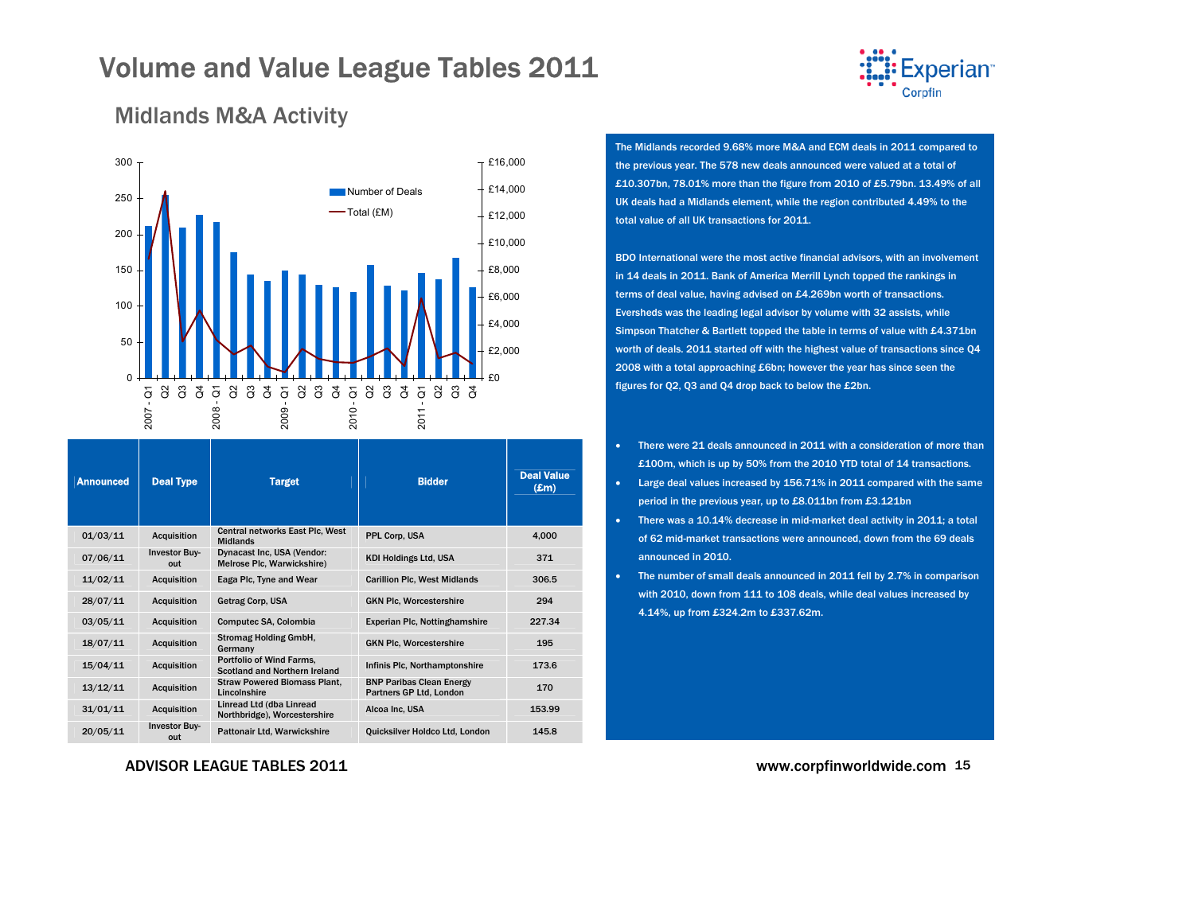# Volume and Value League Tables 2011

## Midlands M&A Activity

The Midlands recorded 9.68% more M&A and ECM deals in 2011 compared to the previous year. The 578 new deals announced were valued at a total of £10.307bn, 78.01% more than the figure from 2010 of £5.79bn. 13.49% of all UK deals had a Midlands element, while the region contributed 4.49% to the total value of all UK transactions for 2011.

BDO International were the most active financial advisors, with an involvement in 14 deals in 2011. Bank of America Merrill Lynch topped the rankings in terms of deal value, having advised on £4.269bn worth of transactions. Eversheds was the leading legal advisor by volume with 32 assists, while Simpson Thatcher & Bartlett topped the table in terms of value with £4.371bn worth of deals. 2011 started off with the highest value of transactions since Q4 2008 with a total approaching £6bn; however the year has since seen the figures for Q2, Q3 and Q4 drop back to below the £2bn.

- There were 21 deals announced in 2011 with a consideration of more than £100m, which is up by 50% from the 2010 YTD total of 14 transactions.
- Large deal values increased by 156.71% in 2011 compared with the same period in the previous year, up to £8.011bn from £3.121bn
- There was a 10.14% decrease in mid-market deal activity in 2011; a total of 62 mid-market transactions were announced, down from the 69 deals announced in 2010.
- The number of small deals announced in 2011 fell by 2.7% in comparison with 2010, down from 111 to 108 deals, while deal values increased by 4.14%, up from £324.2m to £337.62m.

| Announced | Deal Type | Target | Bidder | Deal Value (£m) |
|---|---|---|---|---|
| 01/03/11 | Acquisition | Central networks East Plc, West Midlands | PPL Corp, USA | 4,000 |
| 07/06/11 | Investor Buy-out | Dynacast Inc, USA (Vendor: Melrose Plc, Warwickshire) | KDI Holdings Ltd, USA | 371 |
| 11/02/11 | Acquisition | Eaga Plc, Tyne and Wear | Carillion Plc, West Midlands | 306.5 |
| 28/07/11 | Acquisition | Getrag Corp, USA | GKN Plc, Worcestershire | 294 |
| 03/05/11 | Acquisition | Computec SA, Colombia | Experian Plc, Nottinghamshire | 227.34 |
| 18/07/11 | Acquisition | Stromag Holding GmbH, Germany | GKN Plc, Worcestershire | 195 |
| 15/04/11 | Acquisition | Portfolio of Wind Farms, Scotland and Northern Ireland | Infinis Plc, Northamptonshire | 173.6 |
| 13/12/11 | Acquisition | Straw Powered Biomass Plant, Lincolnshire | BNP Paribas Clean Energy Partners GP Ltd, London | 170 |
| 31/01/11 | Acquisition | Linread Ltd (dba Linread Northbridge), Worcestershire | Alcoa Inc, USA | 153.99 |
| 20/05/11 | Investor Buy-out | Pattonair Ltd, Warwickshire | Quicksilver Holdco Ltd, London | 145.8 |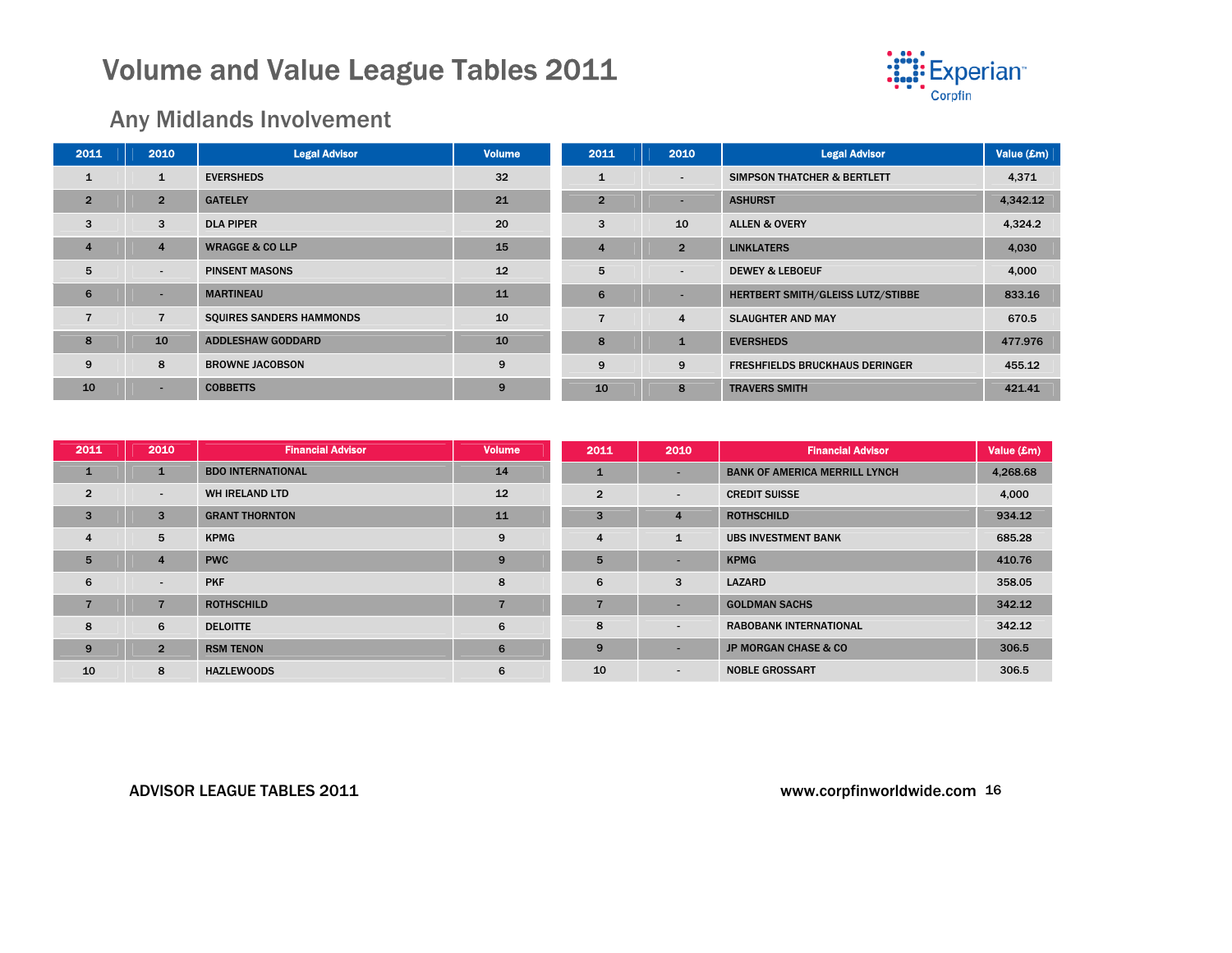# Volume and Value League Tables 2011

## Any Midlands Involvement

| 2011 | 2010 | Legal Advisor | Volume |
|---|---|---|---|
| 1 | 1 | EVERSHEDS | 32 |
| 2 | 2 | GATELEY | 21 |
| 3 | 3 | DLA PIPER | 20 |
| 4 | 4 | WRAGGE & CO LLP | 15 |
| 5 | - | PINSENT MASONS | 12 |
| 6 | - | MARTINEAU | 11 |
| 7 | 7 | SQUIRES SANDERS HAMMONDS | 10 |
| 8 | 10 | ADDLESHAW GODDARD | 10 |
| 9 | 8 | BROWNE JACOBSON | 9 |
| 10 | - | COBBETTS | 9 |

| 2011 | 2010 | Legal Advisor | Value (£m) |
|---|---|---|---|
| 1 | - | SIMPSON THATCHER & BERTLETT | 4,371 |
| 2 | - | ASHURST | 4,342.12 |
| 3 | 10 | ALLEN & OVERY | 4,324.2 |
| 4 | 2 | LINKLATERS | 4,030 |
| 5 | - | DEWEY & LEBOEUF | 4,000 |
| 6 | - | HERTBERT SMITH/GLEISS LUTZ/STIBBE | 833.16 |
| 7 | 4 | SLAUGHTER AND MAY | 670.5 |
| 8 | 1 | EVERSHEDS | 477.976 |
| 9 | 9 | FRESHFIELDS BRUCKHAUS DERINGER | 455.12 |
| 10 | 8 | TRAVERS SMITH | 421.41 |

| 2011 | 2010 | Financial Advisor | Volume |
|---|---|---|---|
| 1 | 1 | BDO INTERNATIONAL | 14 |
| 2 | - | WH IRELAND LTD | 12 |
| 3 | 3 | GRANT THORNTON | 11 |
| 4 | 5 | KPMG | 9 |
| 5 | 4 | PWC | 9 |
| 6 | - | PKF | 8 |
| 7 | 7 | ROTHSCHILD | 7 |
| 8 | 6 | DELOITTE | 6 |
| 9 | 2 | RSM TENON | 6 |
| 10 | 8 | HAZLEWOODS | 6 |

| 2011 | 2010 | Financial Advisor | Value (£m) |
|---|---|---|---|
| 1 | - | BANK OF AMERICA MERRILL LYNCH | 4,268.68 |
| 2 | - | CREDIT SUISSE | 4,000 |
| 3 | 4 | ROTHSCHILD | 934.12 |
| 4 | 1 | UBS INVESTMENT BANK | 685.28 |
| 5 | - | KPMG | 410.76 |
| 6 | 3 | LAZARD | 358.05 |
| 7 | - | GOLDMAN SACHS | 342.12 |
| 8 | - | RABOBANK INTERNATIONAL | 342.12 |
| 9 | - | JP MORGAN CHASE & CO | 306.5 |
| 10 | - | NOBLE GROSSART | 306.5 |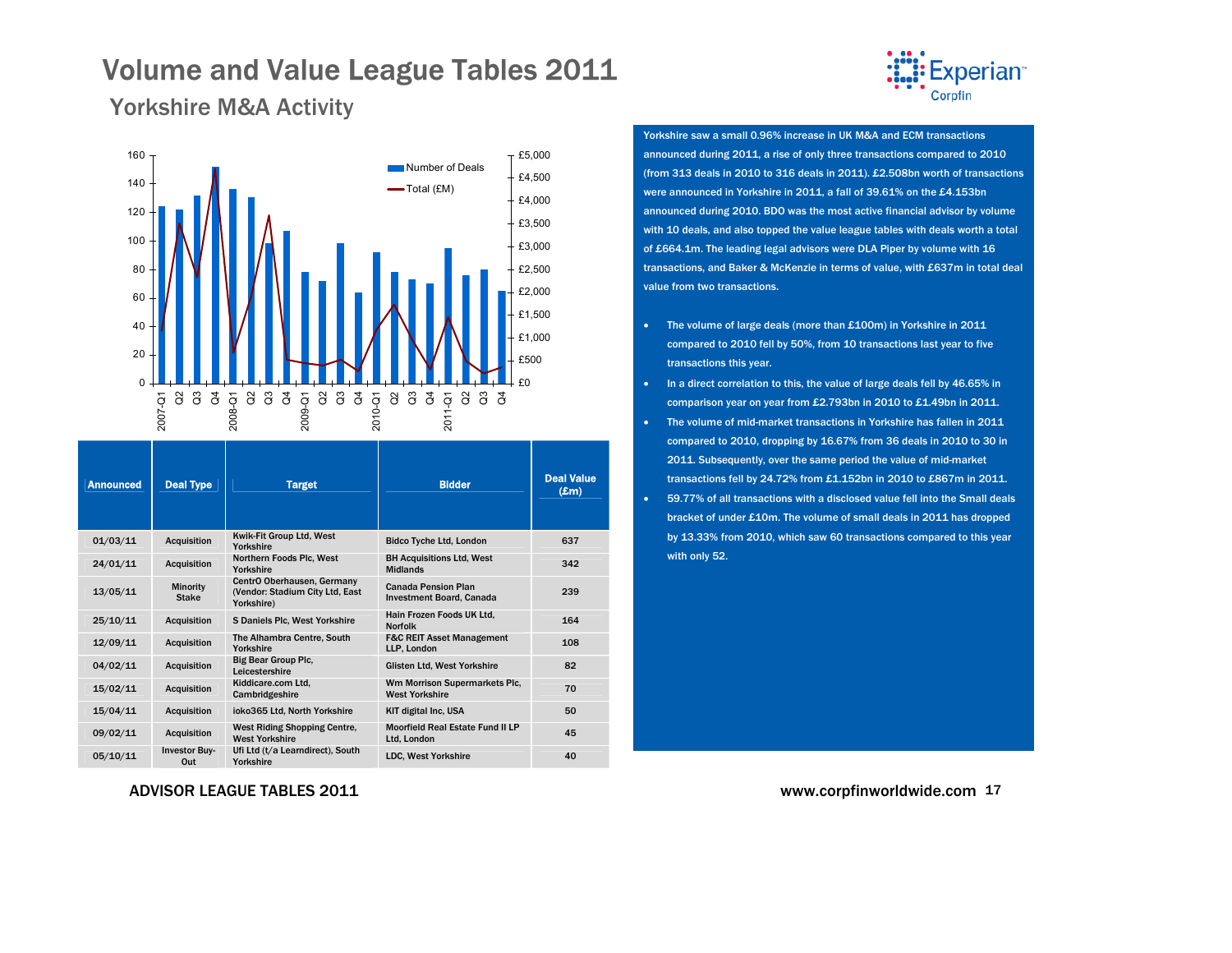# Volume and Value League Tables 2011

## Yorkshire M&A Activity

| Announced | Deal Type | Target | Bidder | Deal Value (£m) |
|---|---|---|---|---|
| 01/03/11 | Acquisition | Kwik-Fit Group Ltd, West Yorkshire | Bidco Tyche Ltd, London | 637 |
| 24/01/11 | Acquisition | Northern Foods Plc, West Yorkshire | BH Acquisitions Ltd, West Midlands | 342 |
| 13/05/11 | Minority Stake | CentrO Oberhausen, Germany (Vendor: Stadium City Ltd, East Yorkshire) | Canada Pension Plan Investment Board, Canada | 239 |
| 25/10/11 | Acquisition | S Daniels Plc, West Yorkshire | Hain Frozen Foods UK Ltd, Norfolk | 164 |
| 12/09/11 | Acquisition | The Alhambra Centre, South Yorkshire | F&C REIT Asset Management LLP, London | 108 |
| 04/02/11 | Acquisition | Big Bear Group Plc, Leicestershire | Glisten Ltd, West Yorkshire | 82 |
| 15/02/11 | Acquisition | Kiddicare.com Ltd, Cambridgeshire | Wm Morrison Supermarkets Plc, West Yorkshire | 70 |
| 15/04/11 | Acquisition | ioko365 Ltd, North Yorkshire | KIT digital Inc, USA | 50 |
| 09/02/11 | Acquisition | West Riding Shopping Centre, West Yorkshire | Moorfield Real Estate Fund II LP Ltd, London | 45 |
| 05/10/11 | Investor Buy-Out | Ufi Ltd (t/a Learndirect), South Yorkshire | LDC, West Yorkshire | 40 |

Yorkshire saw a small 0.96% increase in UK M&A and ECM transactions announced during 2011, a rise of only three transactions compared to 2010 (from 313 deals in 2010 to 316 deals in 2011). £2.508bn worth of transactions were announced in Yorkshire in 2011, a fall of 39.61% on the £4.153bn announced during 2010. BDO was the most active financial advisor by volume with 10 deals, and also topped the value league tables with deals worth a total of £664.1m. The leading legal advisors were DLA Piper by volume with 16 transactions, and Baker & McKenzie in terms of value, with £637m in total deal value from two transactions.

- The volume of large deals (more than £100m) in Yorkshire in 2011 compared to 2010 fell by 50%, from 10 transactions last year to five transactions this year.
- In a direct correlation to this, the value of large deals fell by 46.65% in comparison year on year from £2.793bn in 2010 to £1.49bn in 2011.
- The volume of mid-market transactions in Yorkshire has fallen in 2011 compared to 2010, dropping by 16.67% from 36 deals in 2010 to 30 in 2011. Subsequently, over the same period the value of mid-market transactions fell by 24.72% from £1.152bn in 2010 to £867m in 2011.
- 59.77% of all transactions with a disclosed value fell into the Small deals bracket of under £10m. The volume of small deals in 2011 has dropped by 13.33% from 2010, which saw 60 transactions compared to this year with only 52.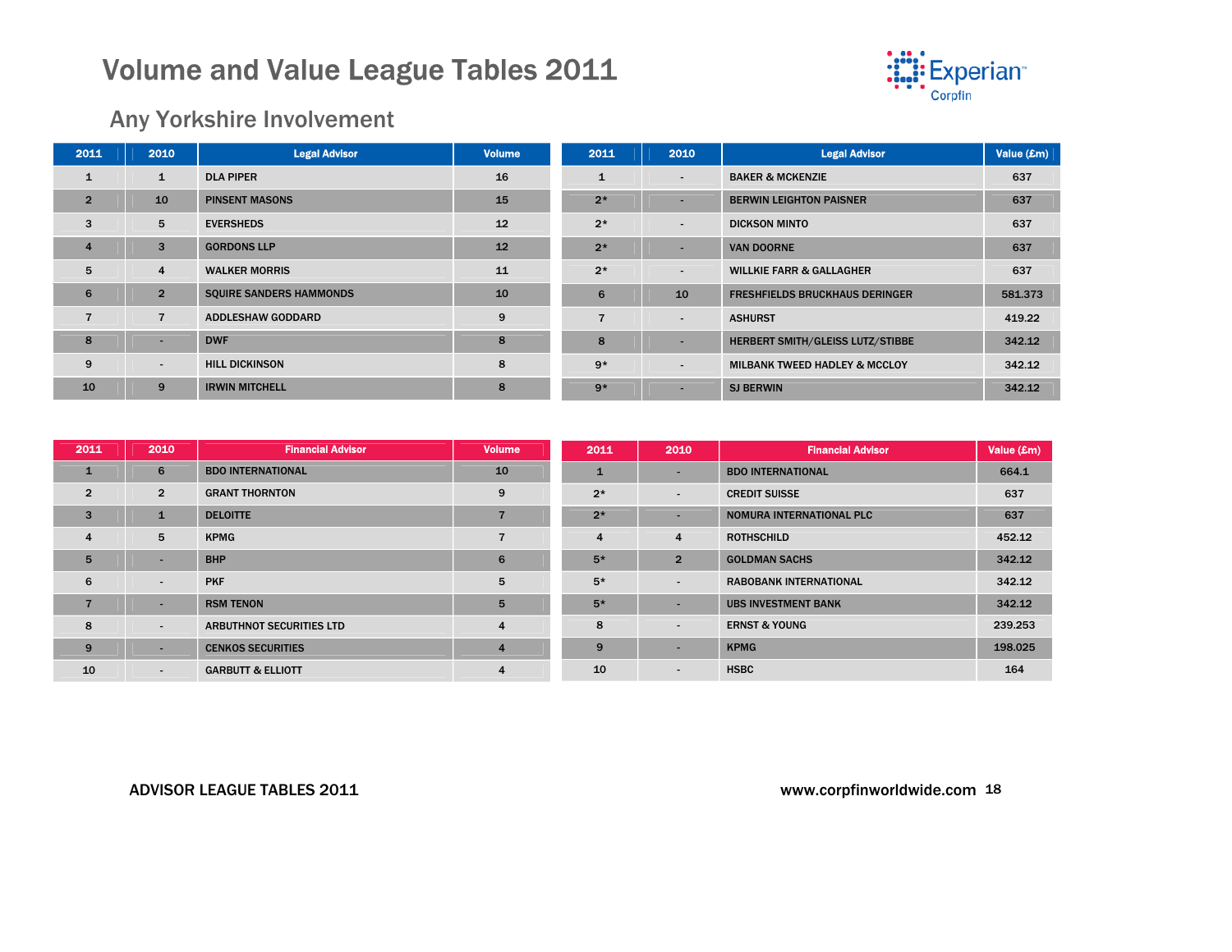# Volume and Value League Tables 2011

## Any Yorkshire Involvement

| 2011 | 2010 | Legal Advisor | Volume |
|---|---|---|---|
| 1 | 1 | DLA PIPER | 16 |
| 2 | 10 | PINSENT MASONS | 15 |
| 3 | 5 | EVERSHEDS | 12 |
| 4 | 3 | GORDONS LLP | 12 |
| 5 | 4 | WALKER MORRIS | 11 |
| 6 | 2 | SQUIRE SANDERS HAMMONDS | 10 |
| 7 | 7 | ADDLESHAW GODDARD | 9 |
| 8 | - | DWF | 8 |
| 9 | - | HILL DICKINSON | 8 |
| 10 | 9 | IRWIN MITCHELL | 8 |

| 2011 | 2010 | Legal Advisor | Value (£m) |
|---|---|---|---|
| 1 | - | BAKER & MCKENZIE | 637 |
| 2* | - | BERWIN LEIGHTON PAISNER | 637 |
| 2* | - | DICKSON MINTO | 637 |
| 2* | - | VAN DOORNE | 637 |
| 2* | - | WILLKIE FARR & GALLAGHER | 637 |
| 6 | 10 | FRESHFIELDS BRUCKHAUS DERINGER | 581.373 |
| 7 | - | ASHURST | 419.22 |
| 8 | - | HERBERT SMITH/GLEISS LUTZ/STIBBE | 342.12 |
| 9* | - | MILBANK TWEED HADLEY & MCCLOY | 342.12 |
| 9* | - | SJ BERWIN | 342.12 |

| 2011 | 2010 | Financial Advisor | Volume |
|---|---|---|---|
| 1 | 6 | BDO INTERNATIONAL | 10 |
| 2 | 2 | GRANT THORNTON | 9 |
| 3 | 1 | DELOITTE | 7 |
| 4 | 5 | KPMG | 7 |
| 5 | - | BHP | 6 |
| 6 | - | PKF | 5 |
| 7 | - | RSM TENON | 5 |
| 8 | - | ARBUTHNOT SECURITIES LTD | 4 |
| 9 | - | CENKOS SECURITIES | 4 |
| 10 | - | GARBUTT & ELLIOTT | 4 |

| 2011 | 2010 | Financial Advisor | Value (£m) |
|---|---|---|---|
| 1 | - | BDO INTERNATIONAL | 664.1 |
| 2* | - | CREDIT SUISSE | 637 |
| 2* | - | NOMURA INTERNATIONAL PLC | 637 |
| 4 | 4 | ROTHSCHILD | 452.12 |
| 5* | 2 | GOLDMAN SACHS | 342.12 |
| 5* | - | RABOBANK INTERNATIONAL | 342.12 |
| 5* | - | UBS INVESTMENT BANK | 342.12 |
| 8 | - | ERNST & YOUNG | 239.253 |
| 9 | - | KPMG | 198.025 |
| 10 | - | HSBC | 164 |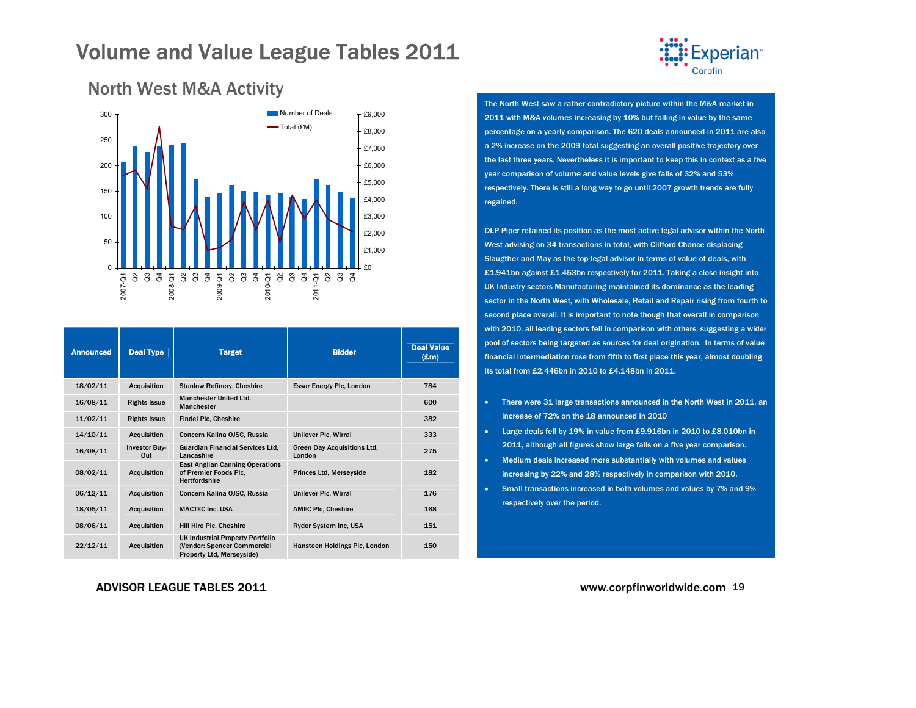# Volume and Value League Tables 2011

## North West M&A Activity

| Announced | Deal Type | Target | Bidder | Deal Value (£m) |
|---|---|---|---|---|
| 18/02/11 | Acquisition | Stanlow Refinery, Cheshire | Essar Energy Plc, London | 784 |
| 16/08/11 | Rights Issue | Manchester United Ltd, Manchester | | 600 |
| 11/02/11 | Rights Issue | Findel Plc, Cheshire | | 382 |
| 14/10/11 | Acquisition | Concern Kalina OJSC, Russia | Unilever Plc, Wirral | 333 |
| 16/08/11 | Investor Buy-Out | Guardian Financial Services Ltd, Lancashire | Green Day Acquisitions Ltd, London | 275 |
| 08/02/11 | Acquisition | East Anglian Canning Operations of Premier Foods Plc, Hertfordshire | Princes Ltd, Merseyside | 182 |
| 06/12/11 | Acquisition | Concern Kalina OJSC, Russia | Unilever Plc, Wirral | 176 |
| 18/05/11 | Acquisition | MACTEC Inc, USA | AMEC Plc, Cheshire | 168 |
| 08/06/11 | Acquisition | Hill Hire Plc, Cheshire | Ryder System Inc, USA | 151 |
| 22/12/11 | Acquisition | UK Industrial Property Portfolio (Vendor: Spencer Commercial Property Ltd, Merseyside) | Hansteen Holdings Plc, London | 150 |

The North West saw a rather contradictory picture within the M&A market in 2011 with M&A volumes increasing by 10% but falling in value by the same percentage on a yearly comparison. The 620 deals announced in 2011 are also a 2% increase on the 2009 total suggesting an overall positive trajectory over the last three years. Nevertheless it is important to keep this in context as a five year comparison of volume and value levels give falls of 32% and 53% respectively. There is still a long way to go until 2007 growth trends are fully regained.

DLP Piper retained its position as the most active legal advisor within the North West advising on 34 transactions in total, with Clifford Chance displacing Slaughter and May as the top legal advisor in terms of value of deals, with £1.941bn against £1.453bn respectively for 2011. Taking a close insight into UK Industry sectors Manufacturing maintained its dominance as the leading sector in the North West, with Wholesale, Retail and Repair rising from fourth to second place overall. It is important to note though that overall in comparison with 2010, all leading sectors fell in comparison with others, suggesting a wider pool of sectors being targeted as sources for deal origination. In terms of value financial intermediation rose from fifth to first place this year, almost doubling its total from £2.446bn in 2010 to £4.148bn in 2011.

- There were 31 large transactions announced in the North West in 2011, an increase of 72% on the 18 announced in 2010
- Large deals fell by 19% in value from £9.916bn in 2010 to £8.010bn in 2011, although all figures show large falls on a five year comparison.
- Medium deals increased more substantially with volumes and values increasing by 22% and 28% respectively in comparison with 2010.
- Small transactions increased in both volumes and values by 7% and 9% respectively over the period.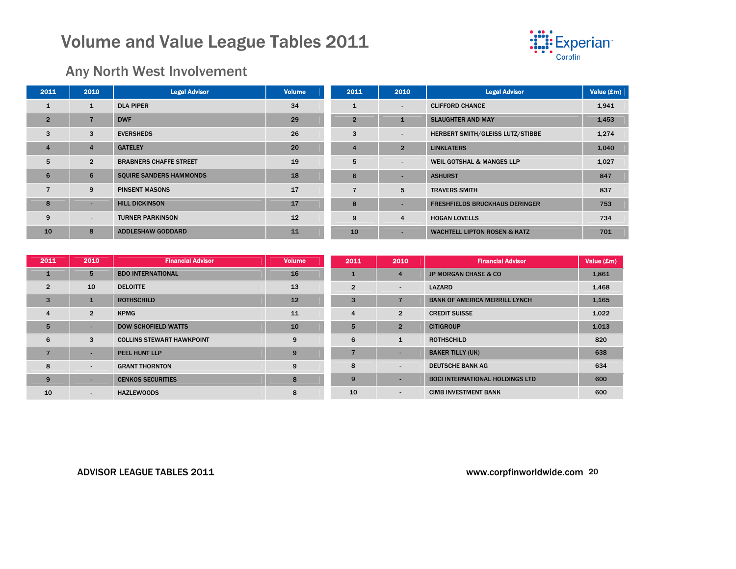# Volume and Value League Tables 2011

## Any North West Involvement

| 2011 | 2010 | Legal Advisor | Volume |
|---|---|---|---|
| 1 | 1 | DLA PIPER | 34 |
| 2 | 7 | DWF | 29 |
| 3 | 3 | EVERSHEDS | 26 |
| 4 | 4 | GATELEY | 20 |
| 5 | 2 | BRABNERS CHAFFE STREET | 19 |
| 6 | 6 | SQUIRE SANDERS HAMMONDS | 18 |
| 7 | 9 | PINSENT MASONS | 17 |
| 8 | - | HILL DICKINSON | 17 |
| 9 | - | TURNER PARKINSON | 12 |
| 10 | 8 | ADDLESHAW GODDARD | 11 |

| 2011 | 2010 | Legal Advisor | Value (£m) |
|---|---|---|---|
| 1 | - | CLIFFORD CHANCE | 1,941 |
| 2 | 1 | SLAUGHTER AND MAY | 1,453 |
| 3 | - | HERBERT SMITH/GLEISS LUTZ/STIBBE | 1,274 |
| 4 | 2 | LINKLATERS | 1,040 |
| 5 | - | WEIL GOTSHAL & MANGES LLP | 1,027 |
| 6 | - | ASHURST | 847 |
| 7 | 5 | TRAVERS SMITH | 837 |
| 8 | - | FRESHFIELDS BRUCKHAUS DERINGER | 753 |
| 9 | 4 | HOGAN LOVELLS | 734 |
| 10 | - | WACHTELL LIPTON ROSEN & KATZ | 701 |

| 2011 | 2010 | Financial Advisor | Volume |
|---|---|---|---|
| 1 | 5 | BDO INTERNATIONAL | 16 |
| 2 | 10 | DELOITTE | 13 |
| 3 | 1 | ROTHSCHILD | 12 |
| 4 | 2 | KPMG | 11 |
| 5 | - | DOW SCHOFIELD WATTS | 10 |
| 6 | 3 | COLLINS STEWART HAWKPOINT | 9 |
| 7 | - | PEEL HUNT LLP | 9 |
| 8 | - | GRANT THORNTON | 9 |
| 9 | - | CENKOS SECURITIES | 8 |
| 10 | - | HAZLEWOODS | 8 |

| 2011 | 2010 | Financial Advisor | Value (£m) |
|---|---|---|---|
| 1 | 4 | JP MORGAN CHASE & CO | 1,861 |
| 2 | - | LAZARD | 1,468 |
| 3 | 7 | BANK OF AMERICA MERRILL LYNCH | 1,165 |
| 4 | 2 | CREDIT SUISSE | 1,022 |
| 5 | 2 | CITIGROUP | 1,013 |
| 6 | 1 | ROTHSCHILD | 820 |
| 7 | - | BAKER TILLY (UK) | 638 |
| 8 | - | DEUTSCHE BANK AG | 634 |
| 9 | - | BOCI INTERNATIONAL HOLDINGS LTD | 600 |
| 10 | - | CIMB INVESTMENT BANK | 600 |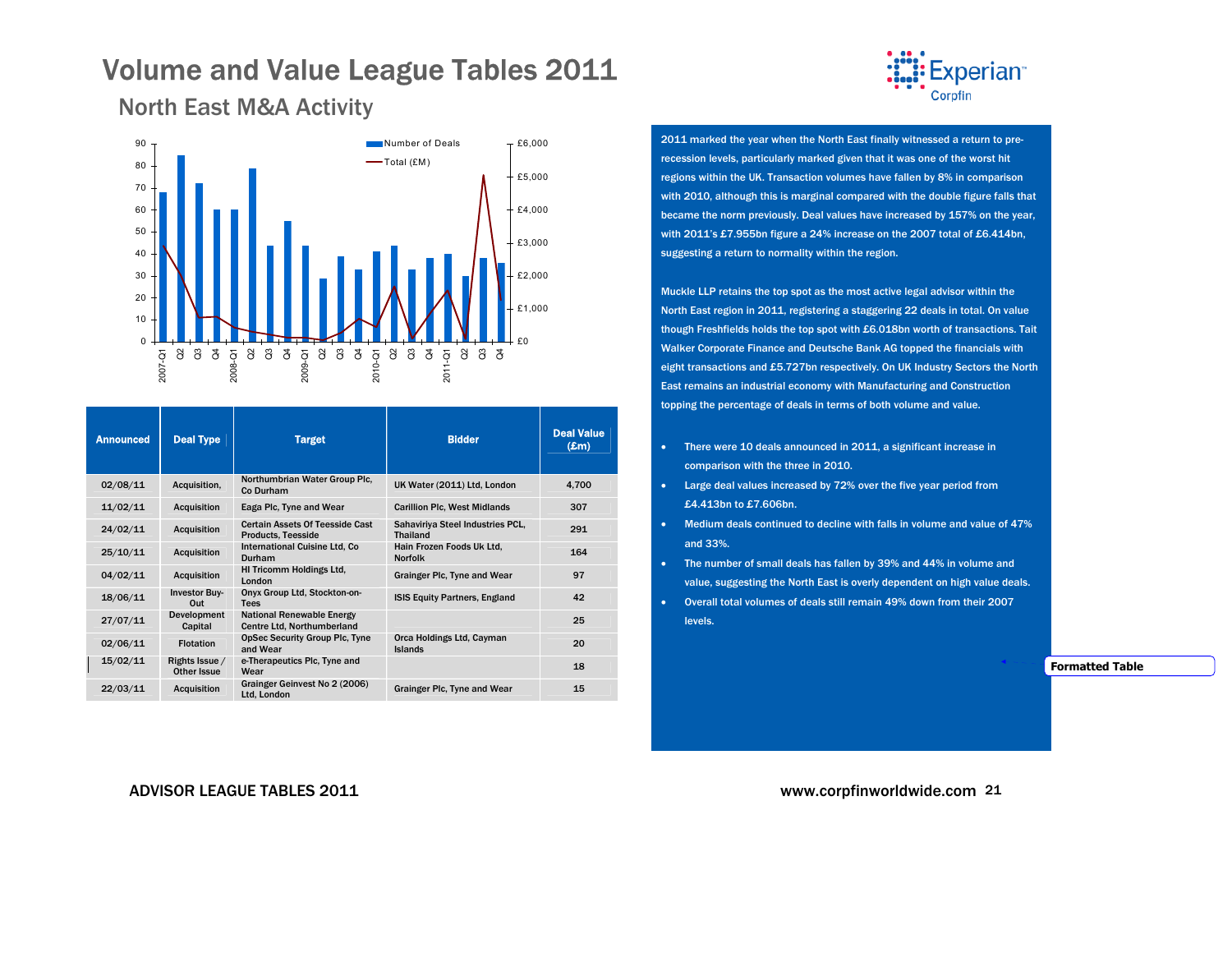# Volume and Value League Tables 2011

## North East M&A Activity

2011 marked the year when the North East finally witnessed a return to pre-recession levels, particularly marked given that it was one of the worst hit regions within the UK. Transaction volumes have fallen by 8% in comparison with 2010, although this is marginal compared with the double figure falls that became the norm previously. Deal values have increased by 157% on the year, with 2011's £7.955bn figure a 24% increase on the 2007 total of £6.414bn, suggesting a return to normality within the region.

Muckle LLP retains the top spot as the most active legal advisor within the North East region in 2011, registering a staggering 22 deals in total. On value though Freshfields holds the top spot with £6.018bn worth of transactions. Tait Walker Corporate Finance and Deutsche Bank AG topped the financials with eight transactions and £5.727bn respectively. On UK Industry Sectors the North East remains an industrial economy with Manufacturing and Construction topping the percentage of deals in terms of both volume and value.

- There were 10 deals announced in 2011, a significant increase in comparison with the three in 2010.
- Large deal values increased by 72% over the five year period from £4.413bn to £7.606bn.
- Medium deals continued to decline with falls in volume and value of 47% and 33%.
- The number of small deals has fallen by 39% and 44% in volume and value, suggesting the North East is overly dependent on high value deals.
- Overall total volumes of deals still remain 49% down from their 2007 levels.

| Announced | Deal Type | Target | Bidder | Deal Value (£m) |
|---|---|---|---|---|
| 02/08/11 | Acquisition, | Northumbrian Water Group Plc, Co Durham | UK Water (2011) Ltd, London | 4,700 |
| 11/02/11 | Acquisition | Eaga Plc, Tyne and Wear | Carillion Plc, West Midlands | 307 |
| 24/02/11 | Acquisition | Certain Assets Of Teesside Cast Products, Teesside | Sahaviriya Steel Industries PCL, Thailand | 291 |
| 25/10/11 | Acquisition | International Cuisine Ltd, Co Durham | Hain Frozen Foods Uk Ltd, Norfolk | 164 |
| 04/02/11 | Acquisition | HI Tricomm Holdings Ltd, London | Grainger Plc, Tyne and Wear | 97 |
| 18/06/11 | Investor Buy-Out | Onyx Group Ltd, Stockton-on-Tees | ISIS Equity Partners, England | 42 |
| 27/07/11 | Development Capital | National Renewable Energy Centre Ltd, Northumberland | | 25 |
| 02/06/11 | Flotation | OpSec Security Group Plc, Tyne and Wear | Orca Holdings Ltd, Cayman Islands | 20 |
| 15/02/11 | Rights Issue / Other Issue | e-Therapeutics Plc, Tyne and Wear | | 18 |
| 22/03/11 | Acquisition | Grainger Geinvest No 2 (2006) Ltd, London | Grainger Plc, Tyne and Wear | 15 |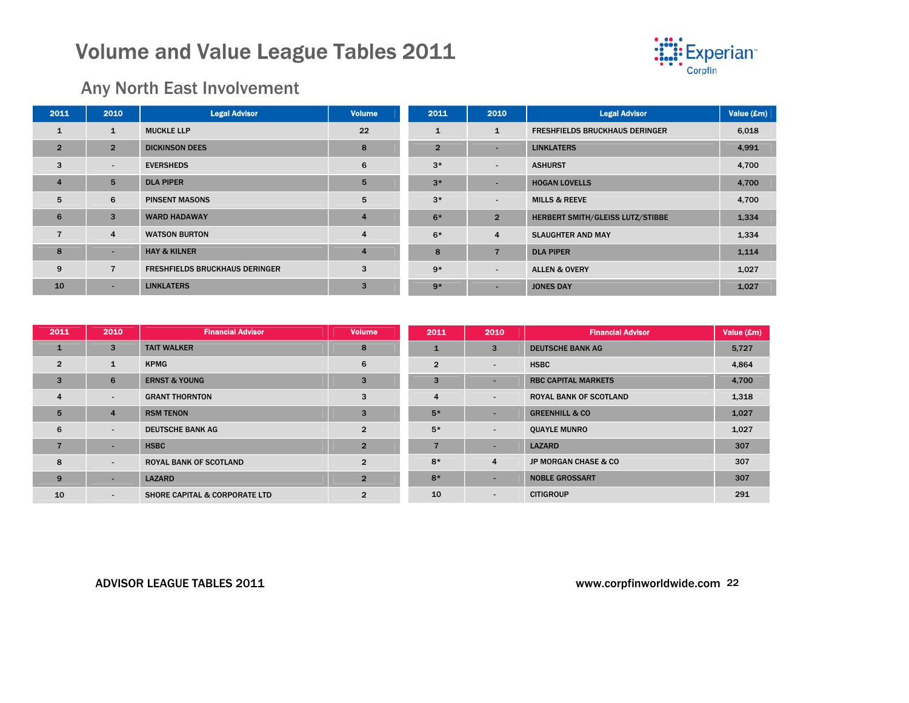# Volume and Value League Tables 2011

## Any North East Involvement

| 2011 | 2010 | Legal Advisor | Volume |
|---|---|---|---|
| 1 | 1 | MUCKLE LLP | 22 |
| 2 | 2 | DICKINSON DEES | 8 |
| 3 | - | EVERSHEDS | 6 |
| 4 | 5 | DLA PIPER | 5 |
| 5 | 6 | PINSENT MASONS | 5 |
| 6 | 3 | WARD HADAWAY | 4 |
| 7 | 4 | WATSON BURTON | 4 |
| 8 | - | HAY & KILNER | 4 |
| 9 | 7 | FRESHFIELDS BRUCKHAUS DERINGER | 3 |
| 10 | - | LINKLATERS | 3 |

| 2011 | 2010 | Legal Advisor | Value (£m) |
|---|---|---|---|
| 1 | 1 | FRESHFIELDS BRUCKHAUS DERINGER | 6,018 |
| 2 | - | LINKLATERS | 4,991 |
| 3* | - | ASHURST | 4,700 |
| 3* | - | HOGAN LOVELLS | 4,700 |
| 3* | - | MILLS & REEVE | 4,700 |
| 6* | 2 | HERBERT SMITH/GLEISS LUTZ/STIBBE | 1,334 |
| 6* | 4 | SLAUGHTER AND MAY | 1,334 |
| 8 | 7 | DLA PIPER | 1,114 |
| 9* | - | ALLEN & OVERY | 1,027 |
| 9* | - | JONES DAY | 1,027 |

| 2011 | 2010 | Financial Advisor | Volume |
|---|---|---|---|
| 1 | 3 | TAIT WALKER | 8 |
| 2 | 1 | KPMG | 6 |
| 3 | 6 | ERNST & YOUNG | 3 |
| 4 | - | GRANT THORNTON | 3 |
| 5 | 4 | RSM TENON | 3 |
| 6 | - | DEUTSCHE BANK AG | 2 |
| 7 | - | HSBC | 2 |
| 8 | - | ROYAL BANK OF SCOTLAND | 2 |
| 9 | - | LAZARD | 2 |
| 10 | - | SHORE CAPITAL & CORPORATE LTD | 2 |

| 2011 | 2010 | Financial Advisor | Value (£m) |
|---|---|---|---|
| 1 | 3 | DEUTSCHE BANK AG | 5,727 |
| 2 | - | HSBC | 4,864 |
| 3 | - | RBC CAPITAL MARKETS | 4,700 |
| 4 | - | ROYAL BANK OF SCOTLAND | 1,318 |
| 5* | - | GREENHILL & CO | 1,027 |
| 5* | - | QUAYLE MUNRO | 1,027 |
| 7 | - | LAZARD | 307 |
| 8* | 4 | JP MORGAN CHASE & CO | 307 |
| 8* | - | NOBLE GROSSART | 307 |
| 10 | - | CITIGROUP | 291 |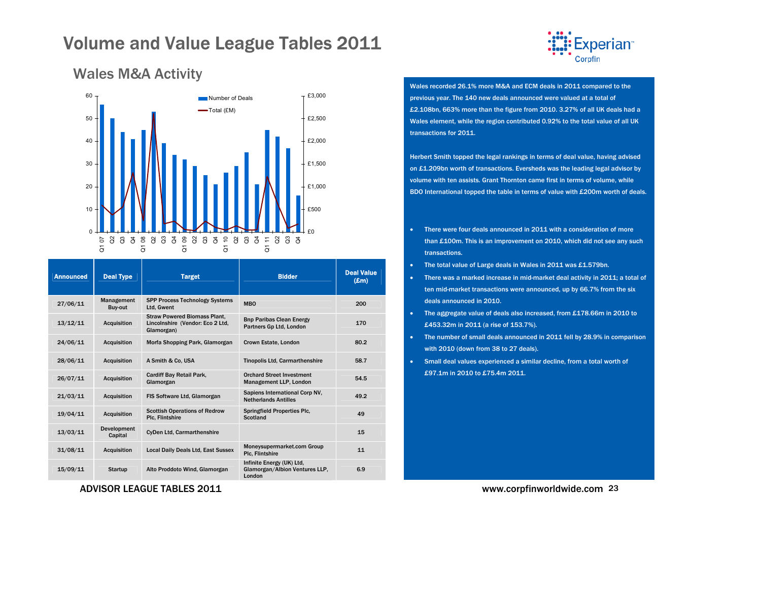# Volume and Value League Tables 2011

## Wales M&A Activity

| Announced | Deal Type | Target | Bidder | Deal Value (£m) |
|---|---|---|---|---|
| 27/06/11 | Management Buy-out | SPP Process Technology Systems Ltd, Gwent | MBO | 200 |
| 13/12/11 | Acquisition | Straw Powered Biomass Plant, Lincolnshire (Vendor: Eco 2 Ltd, Glamorgan) | Bnp Paribas Clean Energy Partners Gp Ltd, London | 170 |
| 24/06/11 | Acquisition | Morfa Shopping Park, Glamorgan | Crown Estate, London | 80.2 |
| 28/06/11 | Acquisition | A Smith & Co, USA | Tinopolis Ltd, Carmarthenshire | 58.7 |
| 26/07/11 | Acquisition | Cardiff Bay Retail Park, Glamorgan | Orchard Street Investment Management LLP, London | 54.5 |
| 21/03/11 | Acquisition | FIS Software Ltd, Glamorgan | Sapiens International Corp NV, Netherlands Antilles | 49.2 |
| 19/04/11 | Acquisition | Scottish Operations of Redrow Plc, Flintshire | Springfield Properties Plc, Scotland | 49 |
| 13/03/11 | Development Capital | CyDen Ltd, Carmarthenshire | | 15 |
| 31/08/11 | Acquisition | Local Daily Deals Ltd, East Sussex | Moneysupermarket.com Group Plc, Flintshire | 11 |
| 15/09/11 | Startup | Alto Proddoto Wind, Glamorgan | Infinite Energy (UK) Ltd, Glamorgan/Albion Ventures LLP, London | 6.9 |

Wales recorded 26.1% more M&A and ECM deals in 2011 compared to the previous year. The 140 new deals announced were valued at a total of £2.108bn, 663% more than the figure from 2010. 3.27% of all UK deals had a Wales element, while the region contributed 0.92% to the total value of all UK transactions for 2011.

Herbert Smith topped the legal rankings in terms of deal value, having advised on £1.209bn worth of transactions. Eversheds was the leading legal advisor by volume with ten assists. Grant Thornton came first in terms of volume, while BDO International topped the table in terms of value with £200m worth of deals.

- There were four deals announced in 2011 with a consideration of more than £100m. This is an improvement on 2010, which did not see any such transactions.
- The total value of Large deals in Wales in 2011 was £1.579bn.
- There was a marked increase in mid-market deal activity in 2011; a total of ten mid-market transactions were announced, up by 66.7% from the six deals announced in 2010.
- The aggregate value of deals also increased, from £178.66m in 2010 to £453.32m in 2011 (a rise of 153.7%).
- The number of small deals announced in 2011 fell by 28.9% in comparison with 2010 (down from 38 to 27 deals).
- Small deal values experienced a similar decline, from a total worth of £97.1m in 2010 to £75.4m 2011.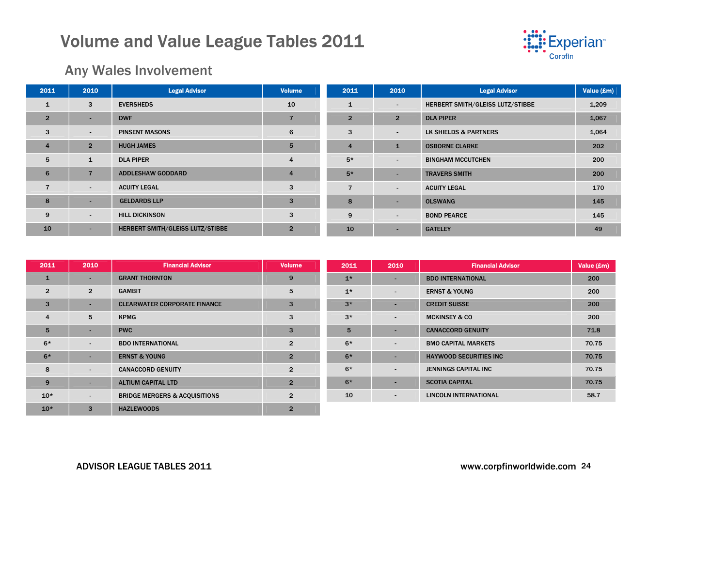# Volume and Value League Tables 2011

## Any Wales Involvement

| 2011 | 2010 | Legal Advisor | Volume |
|---|---|---|---|
| 1 | 3 | EVERSHEDS | 10 |
| 2 | - | DWF | 7 |
| 3 | - | PINSENT MASONS | 6 |
| 4 | 2 | HUGH JAMES | 5 |
| 5 | 1 | DLA PIPER | 4 |
| 6 | 7 | ADDLESHAW GODDARD | 4 |
| 7 | - | ACUITY LEGAL | 3 |
| 8 | - | GELDARDS LLP | 3 |
| 9 | - | HILL DICKINSON | 3 |
| 10 | - | HERBERT SMITH/GLEISS LUTZ/STIBBE | 2 |

| 2011 | 2010 | Legal Advisor | Value (£m) |
|---|---|---|---|
| 1 | - | HERBERT SMITH/GLEISS LUTZ/STIBBE | 1,209 |
| 2 | 2 | DLA PIPER | 1,067 |
| 3 | - | LK SHIELDS & PARTNERS | 1,064 |
| 4 | 1 | OSBORNE CLARKE | 202 |
| 5* | - | BINGHAM MCCUTCHEN | 200 |
| 5* | - | TRAVERS SMITH | 200 |
| 7 | - | ACUITY LEGAL | 170 |
| 8 | - | OLSWANG | 145 |
| 9 | - | BOND PEARCE | 145 |
| 10 | - | GATELEY | 49 |

| 2011 | 2010 | Financial Advisor | Volume |
|---|---|---|---|
| 1 | - | GRANT THORNTON | 9 |
| 2 | 2 | GAMBIT | 5 |
| 3 | - | CLEARWATER CORPORATE FINANCE | 3 |
| 4 | 5 | KPMG | 3 |
| 5 | - | PWC | 3 |
| 6* | - | BDO INTERNATIONAL | 2 |
| 6* | - | ERNST & YOUNG | 2 |
| 8 | - | CANACCORD GENUITY | 2 |
| 9 | - | ALTIUM CAPITAL LTD | 2 |
| 10* | - | BRIDGE MERGERS & ACQUISITIONS | 2 |
| 10* | 3 | HAZLEWOODS | 2 |

| 2011 | 2010 | Financial Advisor | Value (£m) |
|---|---|---|---|
| 1* | - | BDO INTERNATIONAL | 200 |
| 1* | - | ERNST & YOUNG | 200 |
| 3* | - | CREDIT SUISSE | 200 |
| 3* | - | MCKINSEY & CO | 200 |
| 5 | - | CANACCORD GENUITY | 71.8 |
| 6* | - | BMO CAPITAL MARKETS | 70.75 |
| 6* | - | HAYWOOD SECURITIES INC | 70.75 |
| 6* | - | JENNINGS CAPITAL INC | 70.75 |
| 6* | - | SCOTIA CAPITAL | 70.75 |
| 10 | - | LINCOLN INTERNATIONAL | 58.7 |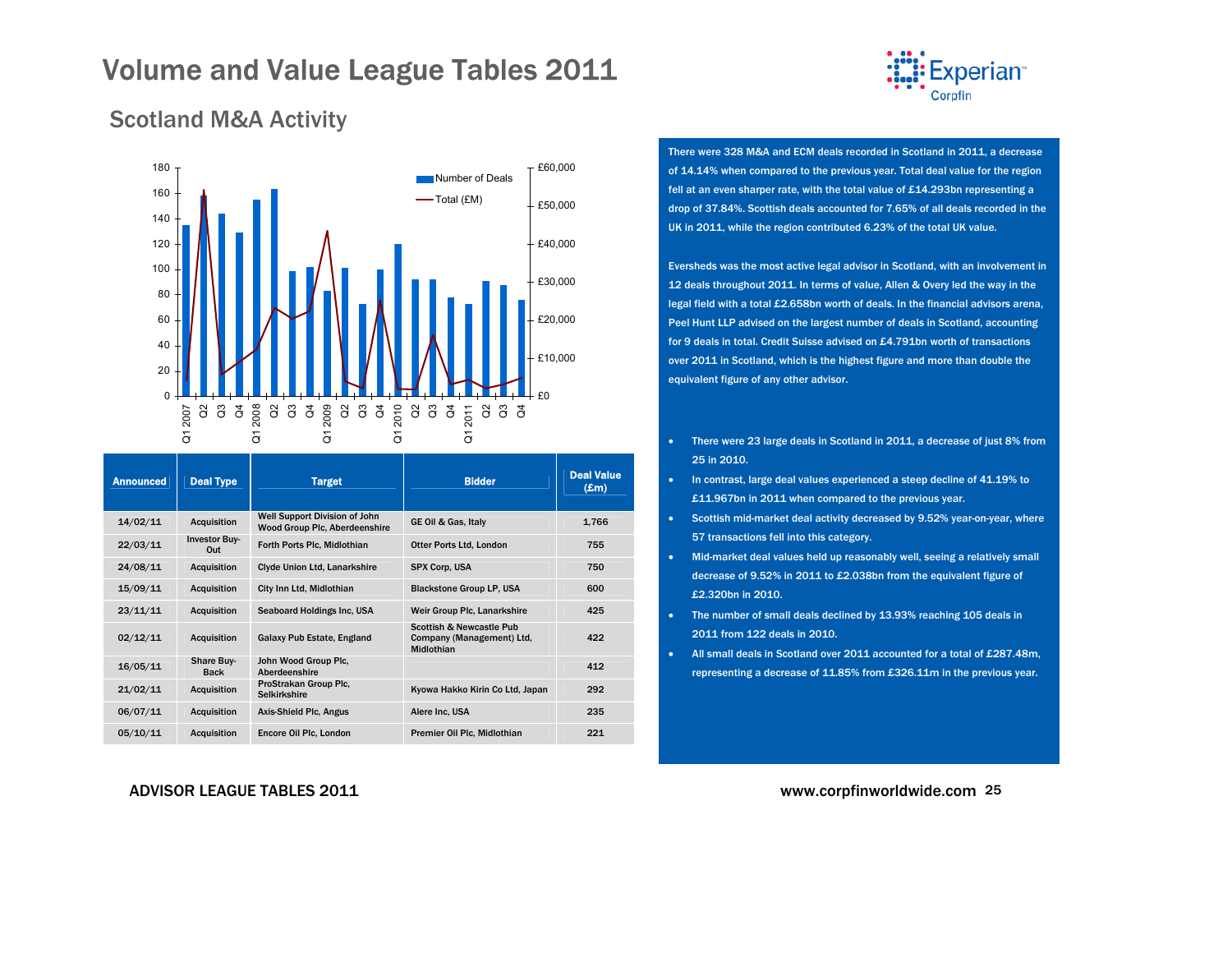# Volume and Value League Tables 2011

## Scotland M&A Activity

| Announced | Deal Type | Target | Bidder | Deal Value (£m) |
|---|---|---|---|---|
| 14/02/11 | Acquisition | Well Support Division of John Wood Group Plc, Aberdeenshire | GE Oil & Gas, Italy | 1,766 |
| 22/03/11 | Investor Buy-Out | Forth Ports Plc, Midlothian | Otter Ports Ltd, London | 755 |
| 24/08/11 | Acquisition | Clyde Union Ltd, Lanarkshire | SPX Corp, USA | 750 |
| 15/09/11 | Acquisition | City Inn Ltd, Midlothian | Blackstone Group LP, USA | 600 |
| 23/11/11 | Acquisition | Seaboard Holdings Inc, USA | Weir Group Plc, Lanarkshire | 425 |
| 02/12/11 | Acquisition | Galaxy Pub Estate, England | Scottish & Newcastle Pub Company (Management) Ltd, Midlothian | 422 |
| 16/05/11 | Share Buy-Back | John Wood Group Plc, Aberdeenshire | | 412 |
| 21/02/11 | Acquisition | ProStrakan Group Plc, Selkirkshire | Kyowa Hakko Kirin Co Ltd, Japan | 292 |
| 06/07/11 | Acquisition | Axis-Shield Plc, Angus | Alere Inc, USA | 235 |
| 05/10/11 | Acquisition | Encore Oil Plc, London | Premier Oil Plc, Midlothian | 221 |

There were 328 M&A and ECM deals recorded in Scotland in 2011, a decrease of 14.14% when compared to the previous year. Total deal value for the region fell at an even sharper rate, with the total value of £14.293bn representing a drop of 37.84%. Scottish deals accounted for 7.65% of all deals recorded in the UK in 2011, while the region contributed 6.23% of the total UK value.

Eversheds was the most active legal advisor in Scotland, with an involvement in 12 deals throughout 2011. In terms of value, Allen & Overy led the way in the legal field with a total £2.658bn worth of deals. In the financial advisors arena, Peel Hunt LLP advised on the largest number of deals in Scotland, accounting for 9 deals in total. Credit Suisse advised on £4.791bn worth of transactions over 2011 in Scotland, which is the highest figure and more than double the equivalent figure of any other advisor.

- There were 23 large deals in Scotland in 2011, a decrease of just 8% from 25 in 2010.
- In contrast, large deal values experienced a steep decline of 41.19% to £11.967bn in 2011 when compared to the previous year.
- Scottish mid-market deal activity decreased by 9.52% year-on-year, where 57 transactions fell into this category.
- Mid-market deal values held up reasonably well, seeing a relatively small decrease of 9.52% in 2011 to £2.038bn from the equivalent figure of £2.320bn in 2010.
- The number of small deals declined by 13.93% reaching 105 deals in 2011 from 122 deals in 2010.
- All small deals in Scotland over 2011 accounted for a total of £287.48m, representing a decrease of 11.85% from £326.11m in the previous year.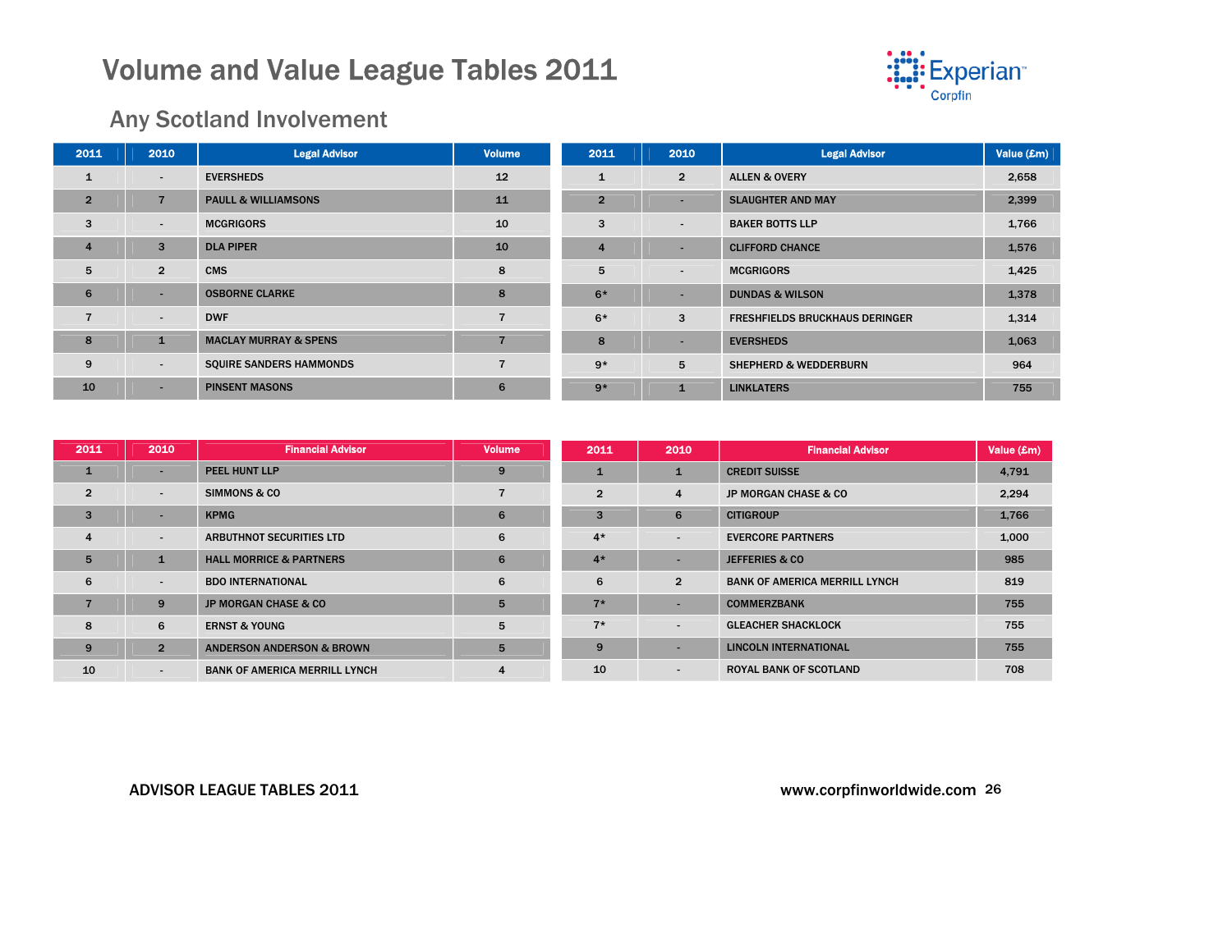# Volume and Value League Tables 2011

## Any Scotland Involvement

| 2011 | 2010 | Legal Advisor | Volume |
|---|---|---|---|
| 1 | - | EVERSHEDS | 12 |
| 2 | 7 | PAULL & WILLIAMSONS | 11 |
| 3 | - | MCGRIGORS | 10 |
| 4 | 3 | DLA PIPER | 10 |
| 5 | 2 | CMS | 8 |
| 6 | - | OSBORNE CLARKE | 8 |
| 7 | - | DWF | 7 |
| 8 | 1 | MACLAY MURRAY & SPENS | 7 |
| 9 | - | SQUIRE SANDERS HAMMONDS | 7 |
| 10 | - | PINSENT MASONS | 6 |

| 2011 | 2010 | Legal Advisor | Value (£m) |
|---|---|---|---|
| 1 | 2 | ALLEN & OVERY | 2,658 |
| 2 | - | SLAUGHTER AND MAY | 2,399 |
| 3 | - | BAKER BOTTS LLP | 1,766 |
| 4 | - | CLIFFORD CHANCE | 1,576 |
| 5 | - | MCGRIGORS | 1,425 |
| 6* | - | DUNDAS & WILSON | 1,378 |
| 6* | 3 | FRESHFIELDS BRUCKHAUS DERINGER | 1,314 |
| 8 | - | EVERSHEDS | 1,063 |
| 9* | 5 | SHEPHERD & WEDDERBURN | 964 |
| 9* | 1 | LINKLATERS | 755 |

| 2011 | 2010 | Financial Advisor | Volume |
|---|---|---|---|
| 1 | - | PEEL HUNT LLP | 9 |
| 2 | - | SIMMONS & CO | 7 |
| 3 | - | KPMG | 6 |
| 4 | - | ARBUTHNOT SECURITIES LTD | 6 |
| 5 | 1 | HALL MORRICE & PARTNERS | 6 |
| 6 | - | BDO INTERNATIONAL | 6 |
| 7 | 9 | JP MORGAN CHASE & CO | 5 |
| 8 | 6 | ERNST & YOUNG | 5 |
| 9 | 2 | ANDERSON ANDERSON & BROWN | 5 |
| 10 | - | BANK OF AMERICA MERRILL LYNCH | 4 |

| 2011 | 2010 | Financial Advisor | Value (£m) |
|---|---|---|---|
| 1 | 1 | CREDIT SUISSE | 4,791 |
| 2 | 4 | JP MORGAN CHASE & CO | 2,294 |
| 3 | 6 | CITIGROUP | 1,766 |
| 4* | - | EVERCORE PARTNERS | 1,000 |
| 4* | - | JEFFERIES & CO | 985 |
| 6 | 2 | BANK OF AMERICA MERRILL LYNCH | 819 |
| 7* | - | COMMERZBANK | 755 |
| 7* | - | GLEACHER SHACKLOCK | 755 |
| 9 | - | LINCOLN INTERNATIONAL | 755 |
| 10 | - | ROYAL BANK OF SCOTLAND | 708 |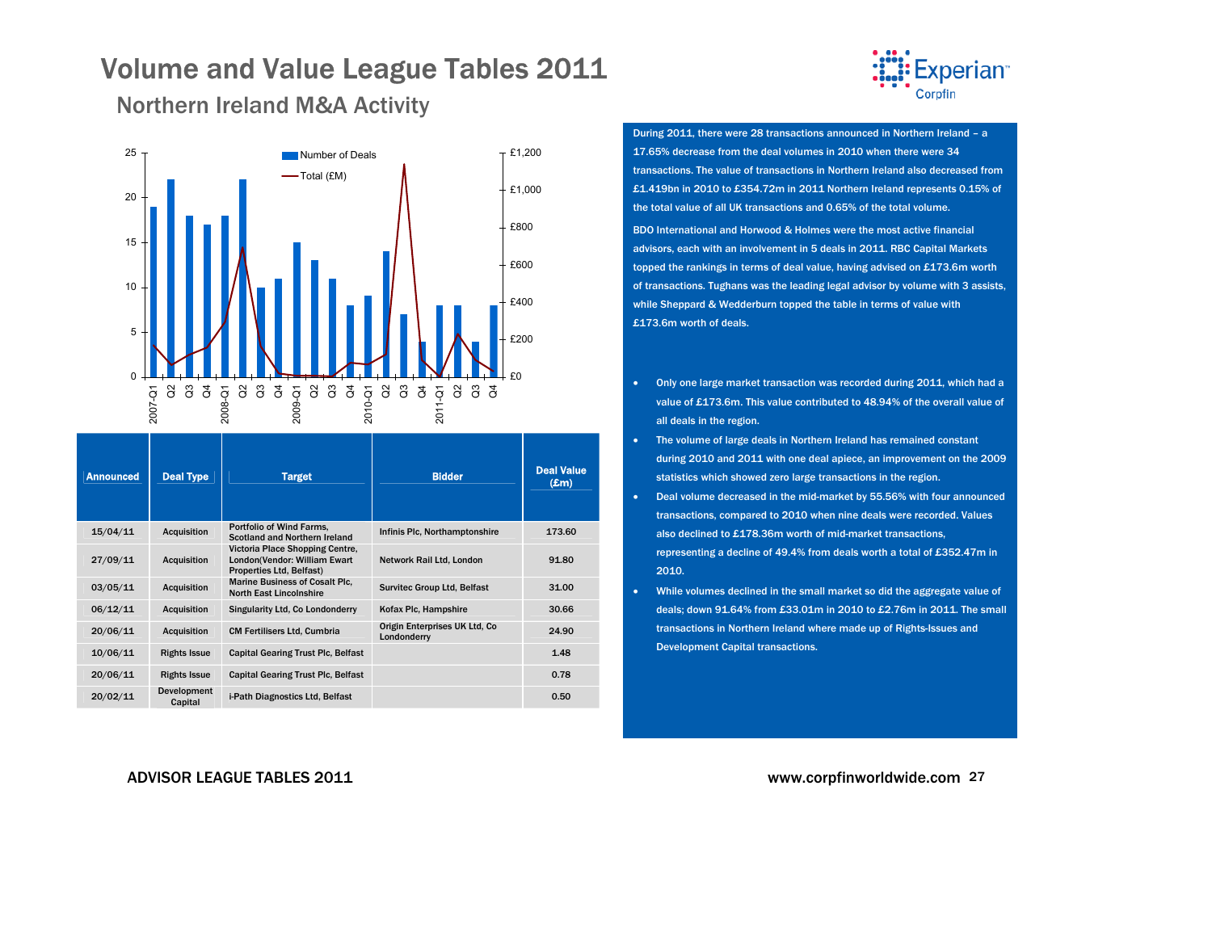# Volume and Value League Tables 2011

## Northern Ireland M&A Activity

During 2011, there were 28 transactions announced in Northern Ireland – a 17.65% decrease from the deal volumes in 2010 when there were 34 transactions. The value of transactions in Northern Ireland also decreased from £1.419bn in 2010 to £354.72m in 2011 Northern Ireland represents 0.15% of the total value of all UK transactions and 0.65% of the total volume.

BDO International and Horwood & Holmes were the most active financial advisors, each with an involvement in 5 deals in 2011. RBC Capital Markets topped the rankings in terms of deal value, having advised on £173.6m worth of transactions. Tughans was the leading legal advisor by volume with 3 assists, while Sheppard & Wedderburn topped the table in terms of value with £173.6m worth of deals.

- Only one large market transaction was recorded during 2011, which had a value of £173.6m. This value contributed to 48.94% of the overall value of all deals in the region.
- The volume of large deals in Northern Ireland has remained constant during 2010 and 2011 with one deal apiece, an improvement on the 2009 statistics which showed zero large transactions in the region.
- Deal volume decreased in the mid-market by 55.56% with four announced transactions, compared to 2010 when nine deals were recorded. Values also declined to £178.36m worth of mid-market transactions, representing a decline of 49.4% from deals worth a total of £352.47m in 2010.
- While volumes declined in the small market so did the aggregate value of deals; down 91.64% from £33.01m in 2010 to £2.76m in 2011. The small transactions in Northern Ireland where made up of Rights-Issues and Development Capital transactions.

| Announced | Deal Type | Target | Bidder | Deal Value (£m) |
|---|---|---|---|---|
| 15/04/11 | Acquisition | Portfolio of Wind Farms, Scotland and Northern Ireland | Infinis Plc, Northamptonshire | 173.60 |
| 27/09/11 | Acquisition | Victoria Place Shopping Centre, London(Vendor: William Ewart Properties Ltd, Belfast) | Network Rail Ltd, London | 91.80 |
| 03/05/11 | Acquisition | Marine Business of Cosalt Plc, North East Lincolnshire | Survitec Group Ltd, Belfast | 31.00 |
| 06/12/11 | Acquisition | Singularity Ltd, Co Londonderry | Kofax Plc, Hampshire | 30.66 |
| 20/06/11 | Acquisition | CM Fertilisers Ltd, Cumbria | Origin Enterprises UK Ltd, Co Londonderry | 24.90 |
| 10/06/11 | Rights Issue | Capital Gearing Trust Plc, Belfast | | 1.48 |
| 20/06/11 | Rights Issue | Capital Gearing Trust Plc, Belfast | | 0.78 |
| 20/02/11 | Development Capital | i-Path Diagnostics Ltd, Belfast | | 0.50 |

ADVISOR LEAGUE TABLES 2011

www.corpfinworldwide.com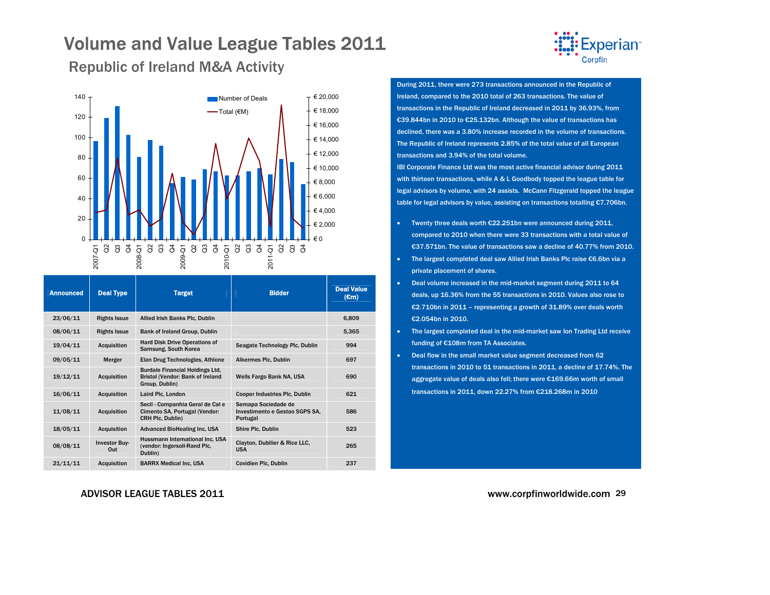# Volume and Value League Tables 2011

## Republic of Ireland M&A Activity

| Announced | Deal Type | Target | Bidder | Deal Value (€m) |
|---|---|---|---|---|
| 23/06/11 | Rights Issue | Allied Irish Banks Plc, Dublin | | 6,809 |
| 08/06/11 | Rights Issue | Bank of Ireland Group, Dublin | | 5,365 |
| 19/04/11 | Acquisition | Hard Disk Drive Operations of Samsung, South Korea | Seagate Technology Plc, Dublin | 994 |
| 09/05/11 | Merger | Elan Drug Technologies, Athlone | Alkermes Plc, Dublin | 697 |
| 19/12/11 | Acquisition | Burdale Financial Holdings Ltd, Bristol (Vendor: Bank of Ireland Group, Dublin) | Wells Fargo Bank NA, USA | 690 |
| 16/06/11 | Acquisition | Laird Plc, London | Cooper Industries Plc, Dublin | 621 |
| 11/08/11 | Acquisition | Secil - Companhia Geral de Cal e Cimento SA, Portugal (Vendor: CRH Plc, Dublin) | Semapa Sociedade de Investimento e Gestao SGPS SA, Portugal | 586 |
| 18/05/11 | Acquisition | Advanced BioHealing Inc, USA | Shire Plc, Dublin | 523 |
| 08/08/11 | Investor Buy-Out | Hussmann International Inc, USA (vendor: Ingersoll-Rand Plc, Dublin) | Clayton, Dubilier & Rice LLC, USA | 265 |
| 21/11/11 | Acquisition | BARRX Medical Inc, USA | Covidien Plc, Dublin | 237 |

During 2011, there were 273 transactions announced in the Republic of Ireland, compared to the 2010 total of 263 transactions. The value of transactions in the Republic of Ireland decreased in 2011 by 36.93%, from €39.844bn in 2010 to €25.132bn. Although the value of transactions has declined, there was a 3.80% increase recorded in the volume of transactions. The Republic of Ireland represents 2.85% of the total value of all European transactions and 3.94% of the total volume.

IBI Corporate Finance Ltd was the most active financial advisor during 2011 with thirteen transactions, while A & L Goodbody topped the league table for legal advisors by volume, with 24 assists. McCann Fitzgerald topped the league table for legal advisors by value, assisting on transactions totalling €7.706bn.

- Twenty three deals worth €22.251bn were announced during 2011, compared to 2010 when there were 33 transactions with a total value of €37.571bn. The value of transactions saw a decline of 40.77% from 2010.
- The largest completed deal saw Allied Irish Banks Plc raise €6.6bn via a private placement of shares.
- Deal volume increased in the mid-market segment during 2011 to 64 deals, up 16.36% from the 55 transactions in 2010. Values also rose to €2.710bn in 2011 – representing a growth of 31.89% over deals worth €2.054bn in 2010.
- The largest completed deal in the mid-market saw Ion Trading Ltd receive funding of €108m from TA Associates.
- Deal flow in the small market value segment decreased from 62 transactions in 2010 to 51 transactions in 2011, a decline of 17.74%. The aggregate value of deals also fell; there were €169.66m worth of small transactions in 2011, down 22.27% from €218.268m in 2010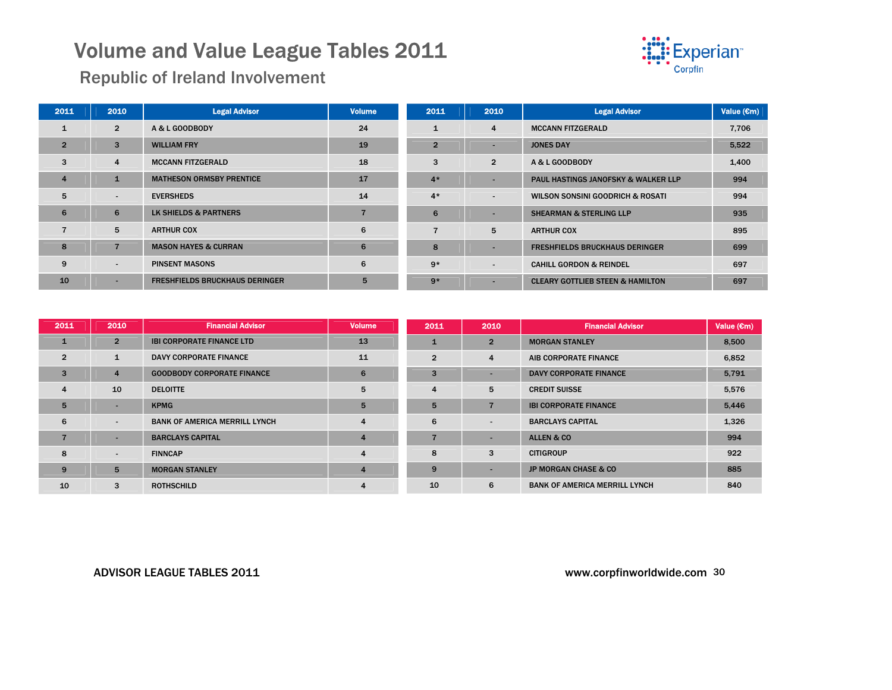# Volume and Value League Tables 2011

## Republic of Ireland Involvement

| 2011 | 2010 | Legal Advisor | Volume |
|---|---|---|---|
| 1 | 2 | A & L GOODBODY | 24 |
| 2 | 3 | WILLIAM FRY | 19 |
| 3 | 4 | MCCANN FITZGERALD | 18 |
| 4 | 1 | MATHESON ORMSBY PRENTICE | 17 |
| 5 | - | EVERSHEDS | 14 |
| 6 | 6 | LK SHIELDS & PARTNERS | 7 |
| 7 | 5 | ARTHUR COX | 6 |
| 8 | 7 | MASON HAYES & CURRAN | 6 |
| 9 | - | PINSENT MASONS | 6 |
| 10 | - | FRESHFIELDS BRUCKHAUS DERINGER | 5 |

| 2011 | 2010 | Legal Advisor | Value (€m) |
|---|---|---|---|
| 1 | 4 | MCCANN FITZGERALD | 7,706 |
| 2 | - | JONES DAY | 5,522 |
| 3 | 2 | A & L GOODBODY | 1,400 |
| 4* | - | PAUL HASTINGS JANOFSKY & WALKER LLP | 994 |
| 4* | - | WILSON SONSINI GOODRICH & ROSATI | 994 |
| 6 | - | SHEARMAN & STERLING LLP | 935 |
| 7 | 5 | ARTHUR COX | 895 |
| 8 | - | FRESHFIELDS BRUCKHAUS DERINGER | 699 |
| 9* | - | CAHILL GORDON & REINDEL | 697 |
| 9* | - | CLEARY GOTTLIEB STEEN & HAMILTON | 697 |

| 2011 | 2010 | Financial Advisor | Volume |
|---|---|---|---|
| 1 | 2 | IBI CORPORATE FINANCE LTD | 13 |
| 2 | 1 | DAVY CORPORATE FINANCE | 11 |
| 3 | 4 | GOODBODY CORPORATE FINANCE | 6 |
| 4 | 10 | DELOITTE | 5 |
| 5 | - | KPMG | 5 |
| 6 | - | BANK OF AMERICA MERRILL LYNCH | 4 |
| 7 | - | BARCLAYS CAPITAL | 4 |
| 8 | - | FINNCAP | 4 |
| 9 | 5 | MORGAN STANLEY | 4 |
| 10 | 3 | ROTHSCHILD | 4 |

| 2011 | 2010 | Financial Advisor | Value (€m) |
|---|---|---|---|
| 1 | 2 | MORGAN STANLEY | 8,500 |
| 2 | 4 | AIB CORPORATE FINANCE | 6,852 |
| 3 | - | DAVY CORPORATE FINANCE | 5,791 |
| 4 | 5 | CREDIT SUISSE | 5,576 |
| 5 | 7 | IBI CORPORATE FINANCE | 5,446 |
| 6 | - | BARCLAYS CAPITAL | 1,326 |
| 7 | - | ALLEN & CO | 994 |
| 8 | 3 | CITIGROUP | 922 |
| 9 | - | JP MORGAN CHASE & CO | 885 |
| 10 | 6 | BANK OF AMERICA MERRILL LYNCH | 840 |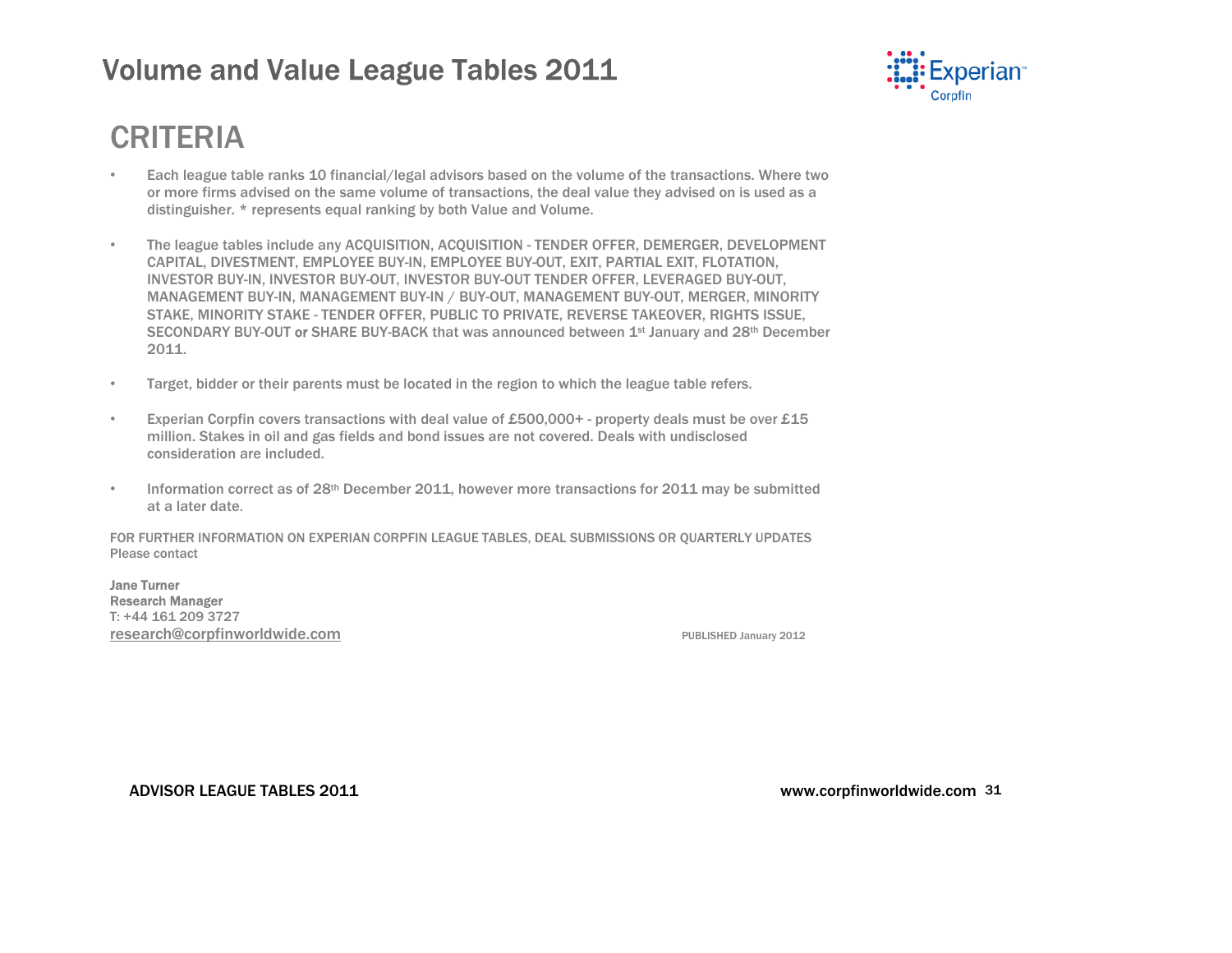# Volume and Value League Tables 2011

## CRITERIA

- Each league table ranks 10 financial/legal advisors based on the volume of the transactions. Where two or more firms advised on the same volume of transactions, the deal value they advised on is used as a distinguisher. * represents equal ranking by both Value and Volume.

- The league tables include any ACQUISITION, ACQUISITION - TENDER OFFER, DEMERGER, DEVELOPMENT CAPITAL, DIVESTMENT, EMPLOYEE BUY-IN, EMPLOYEE BUY-OUT, EXIT, PARTIAL EXIT, FLOTATION, INVESTOR BUY-IN, INVESTOR BUY-OUT, INVESTOR BUY-OUT TENDER OFFER, LEVERAGED BUY-OUT, MANAGEMENT BUY-IN, MANAGEMENT BUY-IN / BUY-OUT, MANAGEMENT BUY-OUT, MERGER, MINORITY STAKE, MINORITY STAKE - TENDER OFFER, PUBLIC TO PRIVATE, REVERSE TAKEOVER, RIGHTS ISSUE, SECONDARY BUY-OUT or SHARE BUY-BACK that was announced between 1st January and 28th December 2011.

- Target, bidder or their parents must be located in the region to which the league table refers.

- Experian Corpfin covers transactions with deal value of £500,000+ - property deals must be over £15 million. Stakes in oil and gas fields and bond issues are not covered. Deals with undisclosed consideration are included.

- Information correct as of 28th December 2011, however more transactions for 2011 may be submitted at a later date.

FOR FURTHER INFORMATION ON EXPERIAN CORPFIN LEAGUE TABLES, DEAL SUBMISSIONS OR QUARTERLY UPDATES
Please contact

**Jane Turner**
**Research Manager**
T: +44 161 209 3727
research@corpfinworldwide.com

PUBLISHED January 2012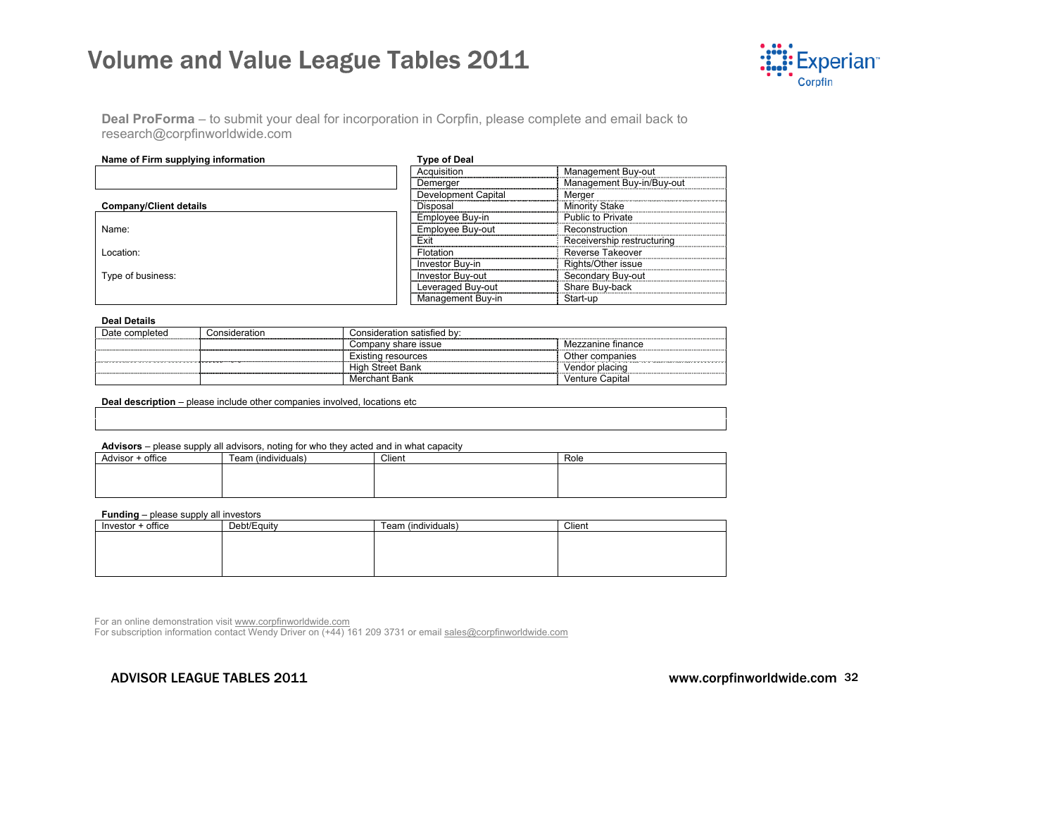# Volume and Value League Tables 2011

**Deal ProForma** – to submit your deal for incorporation in Corpfin, please complete and email back to research@corpfinworldwide.com

**Name of Firm supplying information**

| |
|---|
| |

**Company/Client details**

Name:

Location:

Type of business:

**Type of Deal**

| | |
|---|---|
| Acquisition | Management Buy-out |
| Demerger | Management Buy-in/Buy-out |
| Development Capital | Merger |
| Disposal | Minority Stake |
| Employee Buy-in | Public to Private |
| Employee Buy-out | Reconstruction |
| Exit | Receivership restructuring |
| Flotation | Reverse Takeover |
| Investor Buy-in | Rights/Other issue |
| Investor Buy-out | Secondary Buy-out |
| Leveraged Buy-out | Share Buy-back |
| Management Buy-in | Start-up |

**Deal Details**

| Date completed | Consideration | Consideration satisfied by: | |
|---|---|---|---|
| | | Company share issue | Mezzanine finance |
| | | Existing resources | Other companies |
| | | High Street Bank | Vendor placing |
| | | Merchant Bank | Venture Capital |

**Deal description** – please include other companies involved, locations etc

| |
|---|
| |

**Advisors** – please supply all advisors, noting for who they acted and in what capacity

| Advisor + office | Team (individuals) | Client | Role |
|---|---|---|---|
| | | | |

**Funding** – please supply all investors

| Investor + office | Debt/Equity | Team (individuals) | Client |
|---|---|---|---|
| | | | |

For an online demonstration visit www.corpfinworldwide.com
For subscription information contact Wendy Driver on (+44) 161 209 3731 or email sales@corpfinworldwide.com